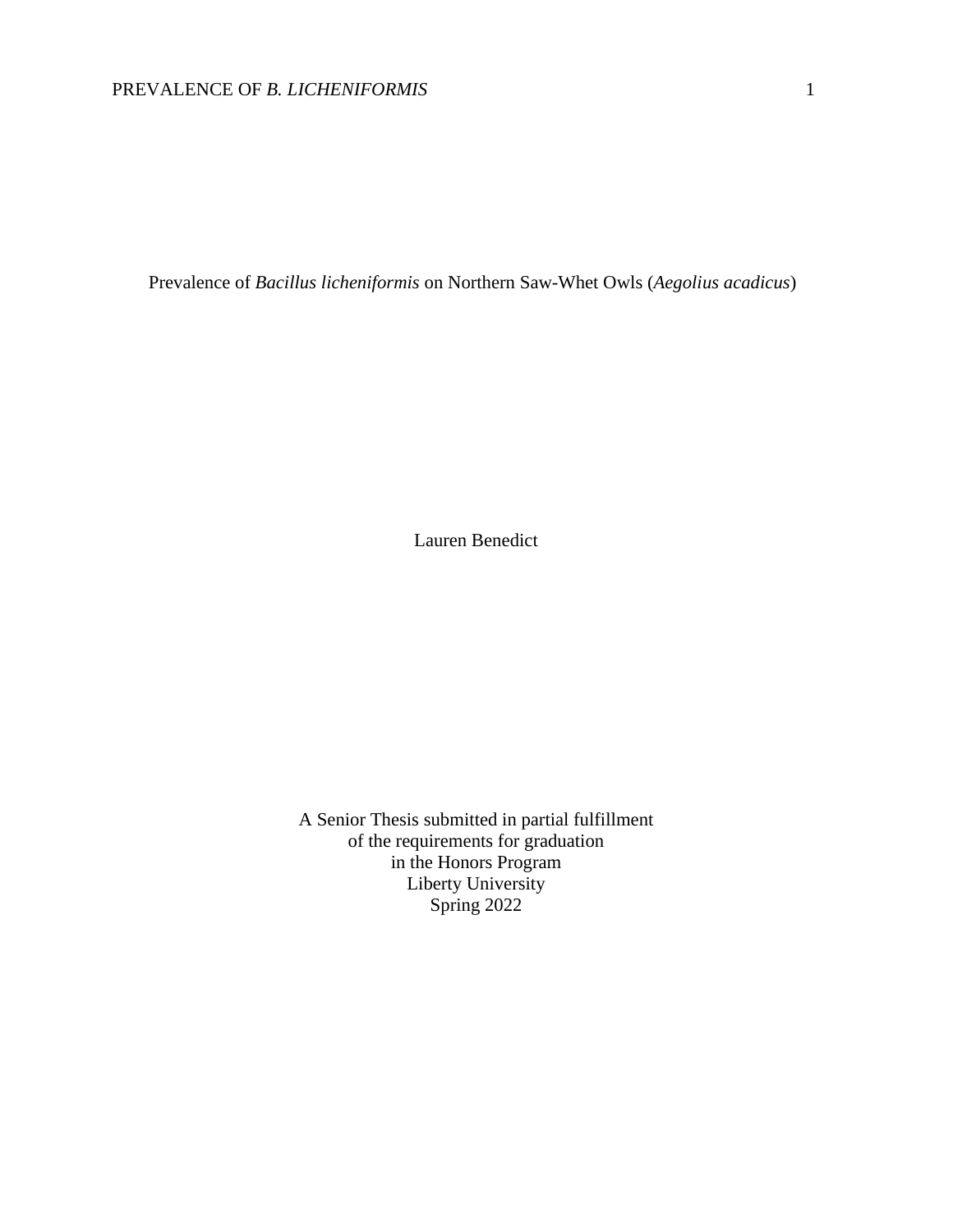# Prevalence of *Bacillus licheniformis* on Northern Saw-Whet Owls (*Aegolius acadicus*)

Lauren Benedict

A Senior Thesis submitted in partial fulfillment
of the requirements for graduation
in the Honors Program
Liberty University
Spring 2022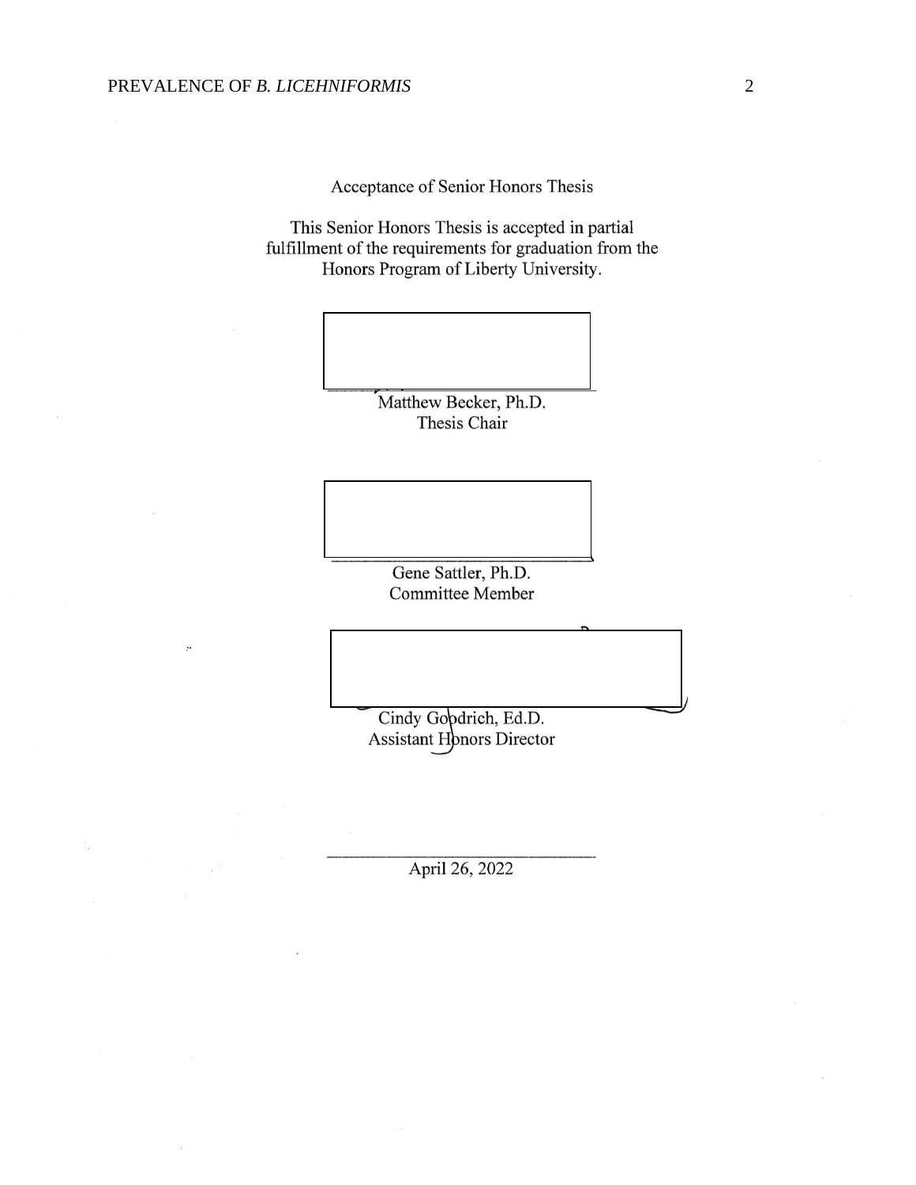Acceptance of Senior Honors Thesis

This Senior Honors Thesis is accepted in partial fulfillment of the requirements for graduation from the Honors Program of Liberty University.

Matthew Becker, Ph.D.
Thesis Chair

Gene Sattler, Ph.D.
Committee Member

Cindy Goodrich, Ed.D.
Assistant Honors Director

April 26, 2022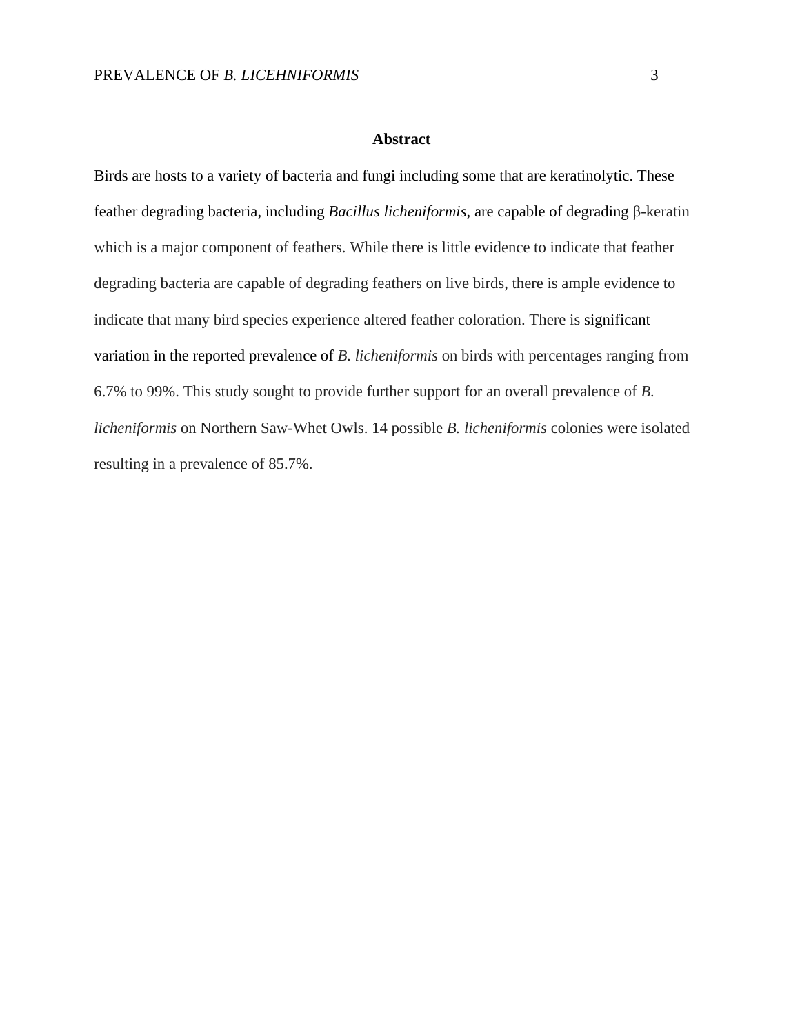## Abstract

Birds are hosts to a variety of bacteria and fungi including some that are keratinolytic. These feather degrading bacteria, including *Bacillus licheniformis*, are capable of degrading β-keratin which is a major component of feathers. While there is little evidence to indicate that feather degrading bacteria are capable of degrading feathers on live birds, there is ample evidence to indicate that many bird species experience altered feather coloration. There is significant variation in the reported prevalence of *B. licheniformis* on birds with percentages ranging from 6.7% to 99%. This study sought to provide further support for an overall prevalence of *B. licheniformis* on Northern Saw-Whet Owls. 14 possible *B. licheniformis* colonies were isolated resulting in a prevalence of 85.7%.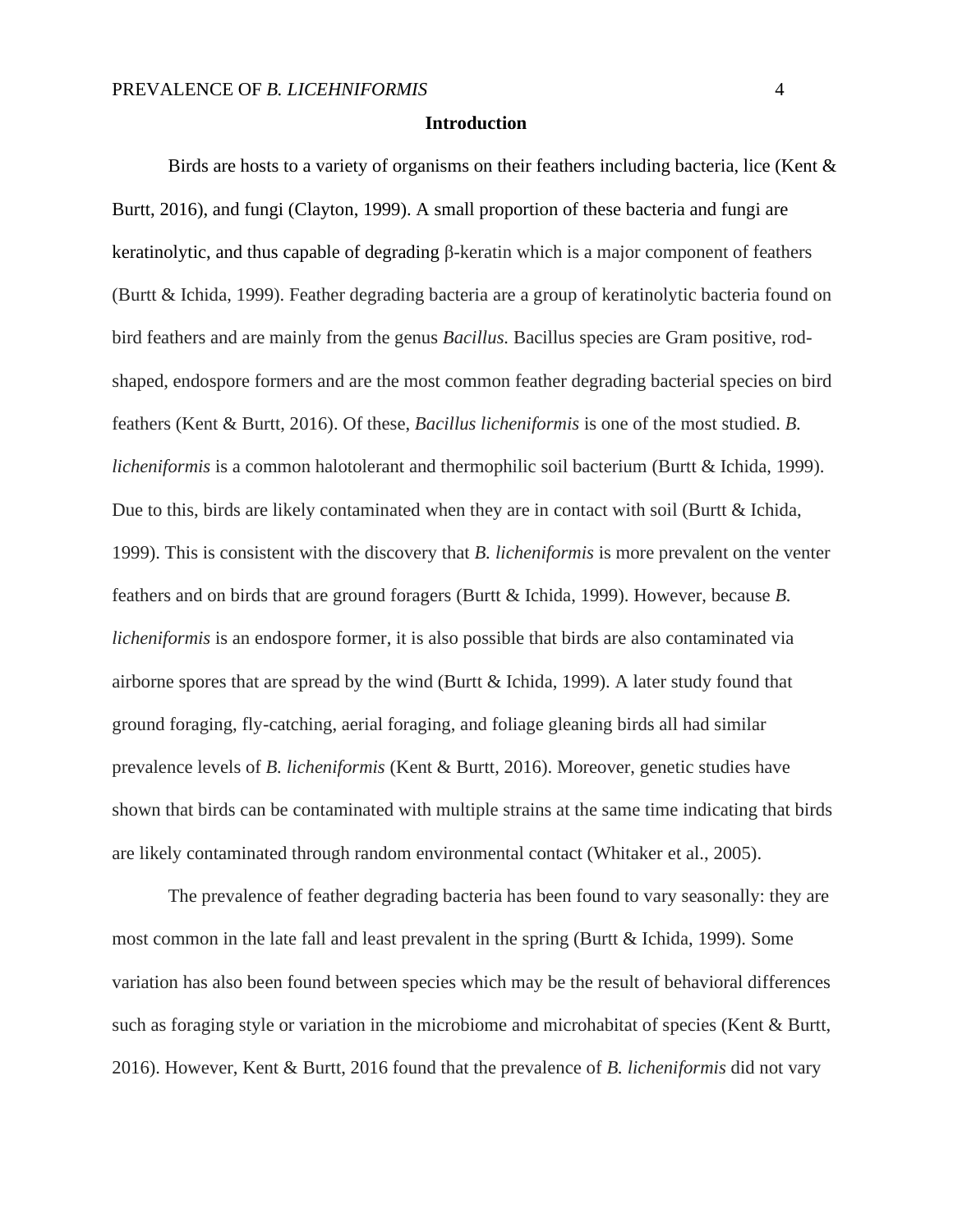## Introduction

Birds are hosts to a variety of organisms on their feathers including bacteria, lice (Kent & Burtt, 2016), and fungi (Clayton, 1999). A small proportion of these bacteria and fungi are keratinolytic, and thus capable of degrading β-keratin which is a major component of feathers (Burtt & Ichida, 1999). Feather degrading bacteria are a group of keratinolytic bacteria found on bird feathers and are mainly from the genus *Bacillus.* Bacillus species are Gram positive, rod-shaped, endospore formers and are the most common feather degrading bacterial species on bird feathers (Kent & Burtt, 2016). Of these, *Bacillus licheniformis* is one of the most studied. *B. licheniformis* is a common halotolerant and thermophilic soil bacterium (Burtt & Ichida, 1999). Due to this, birds are likely contaminated when they are in contact with soil (Burtt & Ichida, 1999). This is consistent with the discovery that *B. licheniformis* is more prevalent on the venter feathers and on birds that are ground foragers (Burtt & Ichida, 1999). However, because *B. licheniformis* is an endospore former, it is also possible that birds are also contaminated via airborne spores that are spread by the wind (Burtt & Ichida, 1999). A later study found that ground foraging, fly-catching, aerial foraging, and foliage gleaning birds all had similar prevalence levels of *B. licheniformis* (Kent & Burtt, 2016). Moreover, genetic studies have shown that birds can be contaminated with multiple strains at the same time indicating that birds are likely contaminated through random environmental contact (Whitaker et al., 2005).

The prevalence of feather degrading bacteria has been found to vary seasonally: they are most common in the late fall and least prevalent in the spring (Burtt & Ichida, 1999). Some variation has also been found between species which may be the result of behavioral differences such as foraging style or variation in the microbiome and microhabitat of species (Kent & Burtt, 2016). However, Kent & Burtt, 2016 found that the prevalence of *B. licheniformis* did not vary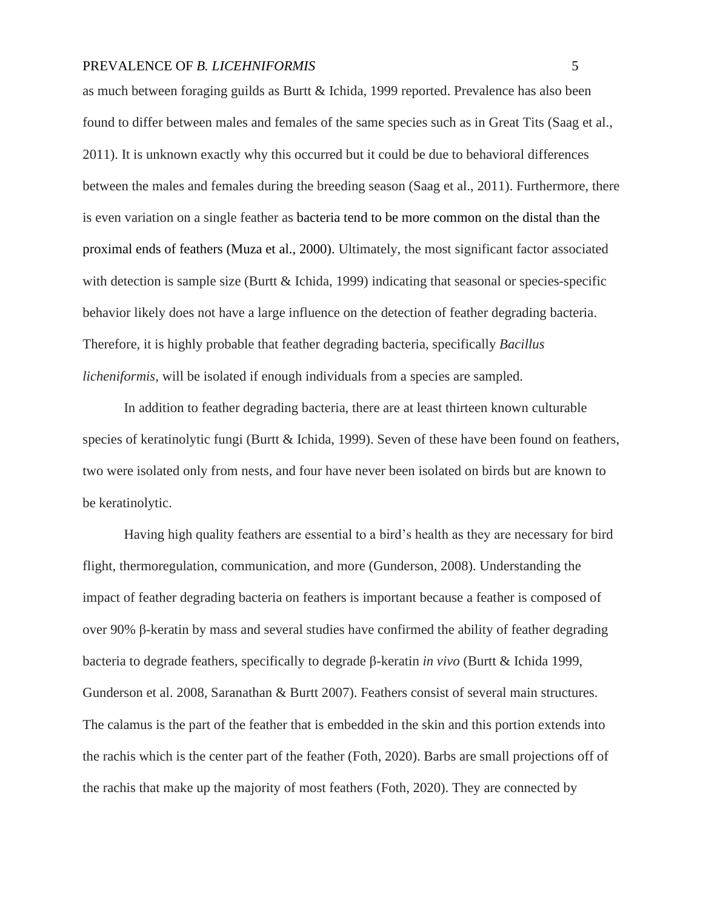as much between foraging guilds as Burtt & Ichida, 1999 reported. Prevalence has also been found to differ between males and females of the same species such as in Great Tits (Saag et al., 2011). It is unknown exactly why this occurred but it could be due to behavioral differences between the males and females during the breeding season (Saag et al., 2011). Furthermore, there is even variation on a single feather as bacteria tend to be more common on the distal than the proximal ends of feathers (Muza et al., 2000). Ultimately, the most significant factor associated with detection is sample size (Burtt & Ichida, 1999) indicating that seasonal or species-specific behavior likely does not have a large influence on the detection of feather degrading bacteria. Therefore, it is highly probable that feather degrading bacteria, specifically *Bacillus licheniformis*, will be isolated if enough individuals from a species are sampled.

In addition to feather degrading bacteria, there are at least thirteen known culturable species of keratinolytic fungi (Burtt & Ichida, 1999). Seven of these have been found on feathers, two were isolated only from nests, and four have never been isolated on birds but are known to be keratinolytic.

Having high quality feathers are essential to a bird's health as they are necessary for bird flight, thermoregulation, communication, and more (Gunderson, 2008). Understanding the impact of feather degrading bacteria on feathers is important because a feather is composed of over 90% β-keratin by mass and several studies have confirmed the ability of feather degrading bacteria to degrade feathers, specifically to degrade β-keratin *in vivo* (Burtt & Ichida 1999, Gunderson et al. 2008, Saranathan & Burtt 2007). Feathers consist of several main structures. The calamus is the part of the feather that is embedded in the skin and this portion extends into the rachis which is the center part of the feather (Foth, 2020). Barbs are small projections off of the rachis that make up the majority of most feathers (Foth, 2020). They are connected by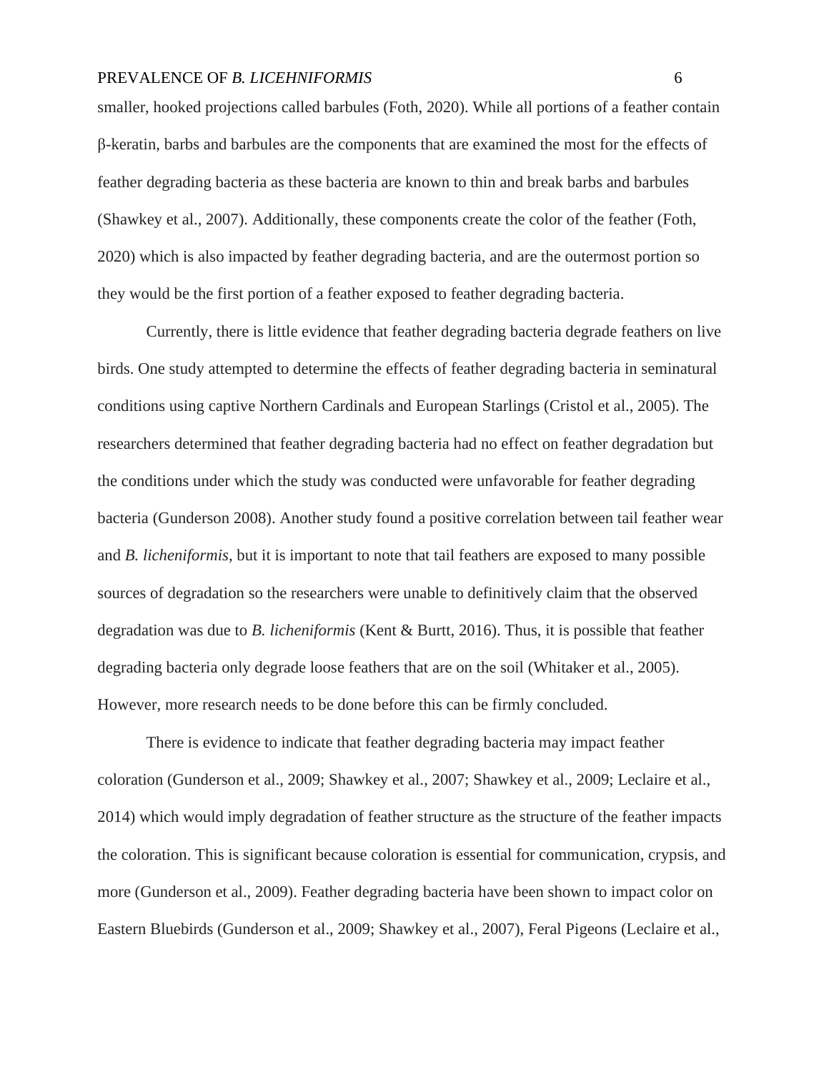smaller, hooked projections called barbules (Foth, 2020). While all portions of a feather contain β-keratin, barbs and barbules are the components that are examined the most for the effects of feather degrading bacteria as these bacteria are known to thin and break barbs and barbules (Shawkey et al., 2007). Additionally, these components create the color of the feather (Foth, 2020) which is also impacted by feather degrading bacteria, and are the outermost portion so they would be the first portion of a feather exposed to feather degrading bacteria.

Currently, there is little evidence that feather degrading bacteria degrade feathers on live birds. One study attempted to determine the effects of feather degrading bacteria in seminatural conditions using captive Northern Cardinals and European Starlings (Cristol et al., 2005). The researchers determined that feather degrading bacteria had no effect on feather degradation but the conditions under which the study was conducted were unfavorable for feather degrading bacteria (Gunderson 2008). Another study found a positive correlation between tail feather wear and *B. licheniformis,* but it is important to note that tail feathers are exposed to many possible sources of degradation so the researchers were unable to definitively claim that the observed degradation was due to *B. licheniformis* (Kent & Burtt, 2016). Thus, it is possible that feather degrading bacteria only degrade loose feathers that are on the soil (Whitaker et al., 2005). However, more research needs to be done before this can be firmly concluded.

There is evidence to indicate that feather degrading bacteria may impact feather coloration (Gunderson et al., 2009; Shawkey et al., 2007; Shawkey et al., 2009; Leclaire et al., 2014) which would imply degradation of feather structure as the structure of the feather impacts the coloration. This is significant because coloration is essential for communication, crypsis, and more (Gunderson et al., 2009). Feather degrading bacteria have been shown to impact color on Eastern Bluebirds (Gunderson et al., 2009; Shawkey et al., 2007), Feral Pigeons (Leclaire et al.,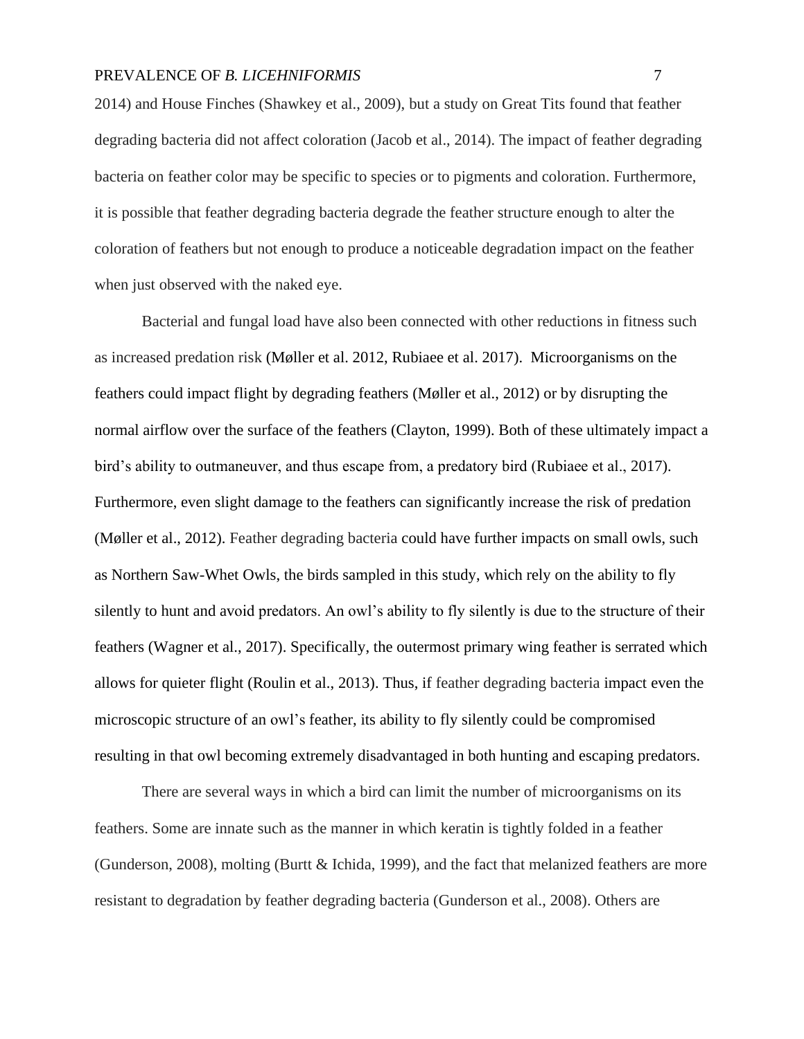2014) and House Finches (Shawkey et al., 2009), but a study on Great Tits found that feather degrading bacteria did not affect coloration (Jacob et al., 2014). The impact of feather degrading bacteria on feather color may be specific to species or to pigments and coloration. Furthermore, it is possible that feather degrading bacteria degrade the feather structure enough to alter the coloration of feathers but not enough to produce a noticeable degradation impact on the feather when just observed with the naked eye.

Bacterial and fungal load have also been connected with other reductions in fitness such as increased predation risk (Møller et al. 2012, Rubiaee et al. 2017). Microorganisms on the feathers could impact flight by degrading feathers (Møller et al., 2012) or by disrupting the normal airflow over the surface of the feathers (Clayton, 1999). Both of these ultimately impact a bird's ability to outmaneuver, and thus escape from, a predatory bird (Rubiaee et al., 2017). Furthermore, even slight damage to the feathers can significantly increase the risk of predation (Møller et al., 2012). Feather degrading bacteria could have further impacts on small owls, such as Northern Saw-Whet Owls, the birds sampled in this study, which rely on the ability to fly silently to hunt and avoid predators. An owl's ability to fly silently is due to the structure of their feathers (Wagner et al., 2017). Specifically, the outermost primary wing feather is serrated which allows for quieter flight (Roulin et al., 2013). Thus, if feather degrading bacteria impact even the microscopic structure of an owl's feather, its ability to fly silently could be compromised resulting in that owl becoming extremely disadvantaged in both hunting and escaping predators.

There are several ways in which a bird can limit the number of microorganisms on its feathers. Some are innate such as the manner in which keratin is tightly folded in a feather (Gunderson, 2008), molting (Burtt & Ichida, 1999), and the fact that melanized feathers are more resistant to degradation by feather degrading bacteria (Gunderson et al., 2008). Others are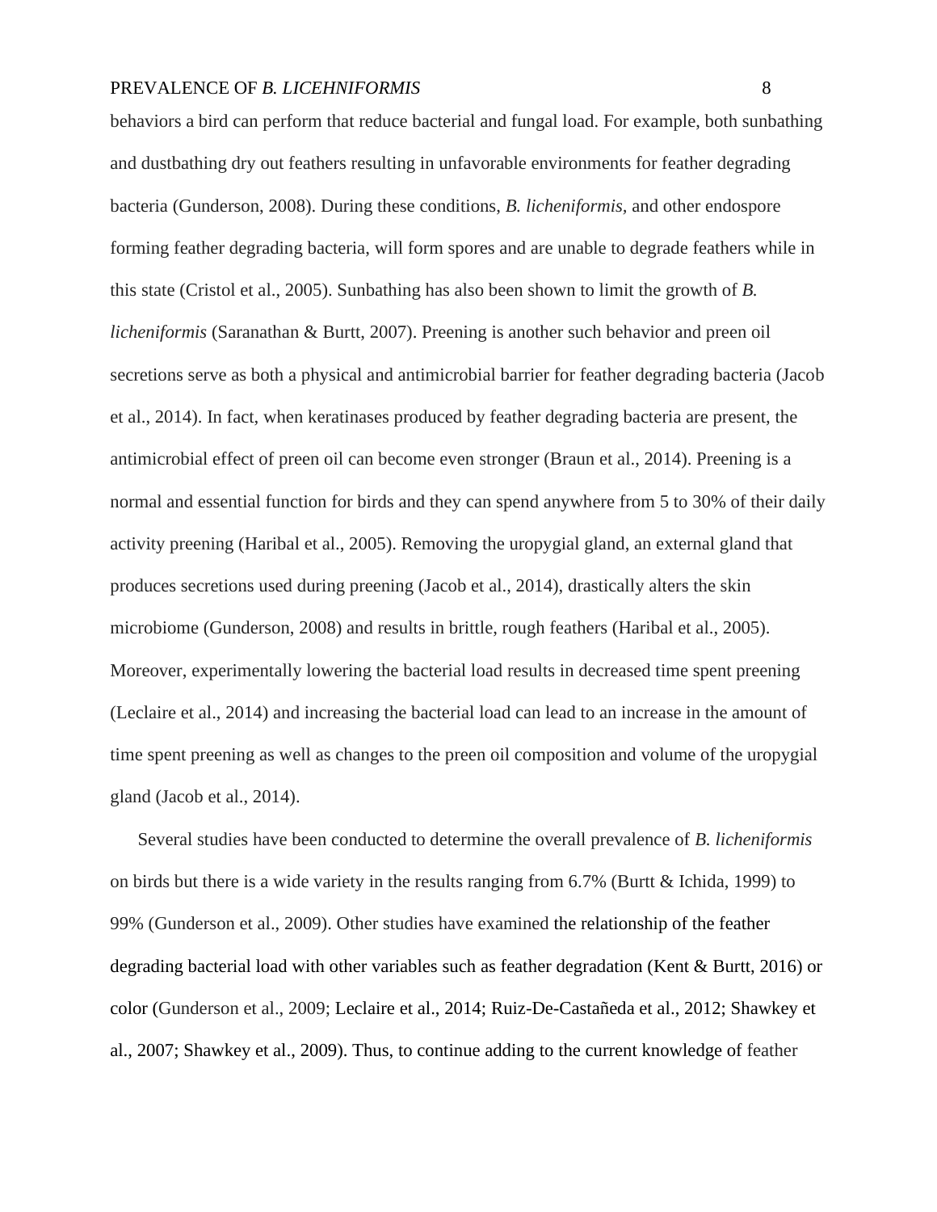behaviors a bird can perform that reduce bacterial and fungal load. For example, both sunbathing and dustbathing dry out feathers resulting in unfavorable environments for feather degrading bacteria (Gunderson, 2008). During these conditions, *B. licheniformis*, and other endospore forming feather degrading bacteria, will form spores and are unable to degrade feathers while in this state (Cristol et al., 2005). Sunbathing has also been shown to limit the growth of *B. licheniformis* (Saranathan & Burtt, 2007). Preening is another such behavior and preen oil secretions serve as both a physical and antimicrobial barrier for feather degrading bacteria (Jacob et al., 2014). In fact, when keratinases produced by feather degrading bacteria are present, the antimicrobial effect of preen oil can become even stronger (Braun et al., 2014). Preening is a normal and essential function for birds and they can spend anywhere from 5 to 30% of their daily activity preening (Haribal et al., 2005). Removing the uropygial gland, an external gland that produces secretions used during preening (Jacob et al., 2014), drastically alters the skin microbiome (Gunderson, 2008) and results in brittle, rough feathers (Haribal et al., 2005). Moreover, experimentally lowering the bacterial load results in decreased time spent preening (Leclaire et al., 2014) and increasing the bacterial load can lead to an increase in the amount of time spent preening as well as changes to the preen oil composition and volume of the uropygial gland (Jacob et al., 2014).

Several studies have been conducted to determine the overall prevalence of *B. licheniformis* on birds but there is a wide variety in the results ranging from 6.7% (Burtt & Ichida, 1999) to 99% (Gunderson et al., 2009). Other studies have examined the relationship of the feather degrading bacterial load with other variables such as feather degradation (Kent & Burtt, 2016) or color (Gunderson et al., 2009; Leclaire et al., 2014; Ruiz-De-Castañeda et al., 2012; Shawkey et al., 2007; Shawkey et al., 2009). Thus, to continue adding to the current knowledge of feather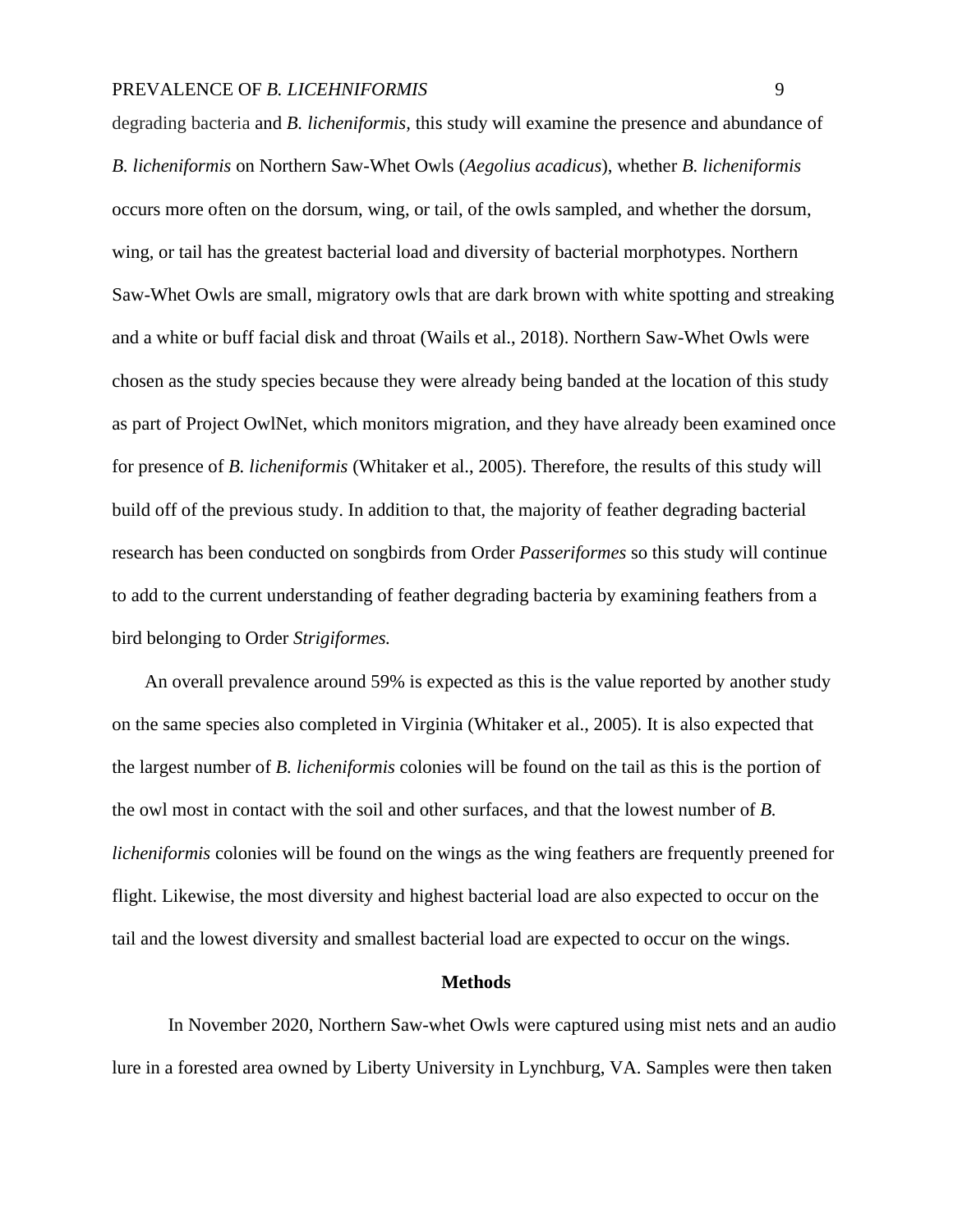degrading bacteria and *B. licheniformis*, this study will examine the presence and abundance of *B. licheniformis* on Northern Saw-Whet Owls (*Aegolius acadicus*), whether *B. licheniformis* occurs more often on the dorsum, wing, or tail, of the owls sampled, and whether the dorsum, wing, or tail has the greatest bacterial load and diversity of bacterial morphotypes. Northern Saw-Whet Owls are small, migratory owls that are dark brown with white spotting and streaking and a white or buff facial disk and throat (Wails et al., 2018). Northern Saw-Whet Owls were chosen as the study species because they were already being banded at the location of this study as part of Project OwlNet, which monitors migration, and they have already been examined once for presence of *B. licheniformis* (Whitaker et al., 2005). Therefore, the results of this study will build off of the previous study. In addition to that, the majority of feather degrading bacterial research has been conducted on songbirds from Order *Passeriformes* so this study will continue to add to the current understanding of feather degrading bacteria by examining feathers from a bird belonging to Order *Strigiformes.*

An overall prevalence around 59% is expected as this is the value reported by another study on the same species also completed in Virginia (Whitaker et al., 2005). It is also expected that the largest number of *B. licheniformis* colonies will be found on the tail as this is the portion of the owl most in contact with the soil and other surfaces, and that the lowest number of *B. licheniformis* colonies will be found on the wings as the wing feathers are frequently preened for flight. Likewise, the most diversity and highest bacterial load are also expected to occur on the tail and the lowest diversity and smallest bacterial load are expected to occur on the wings.

## Methods

In November 2020, Northern Saw-whet Owls were captured using mist nets and an audio lure in a forested area owned by Liberty University in Lynchburg, VA. Samples were then taken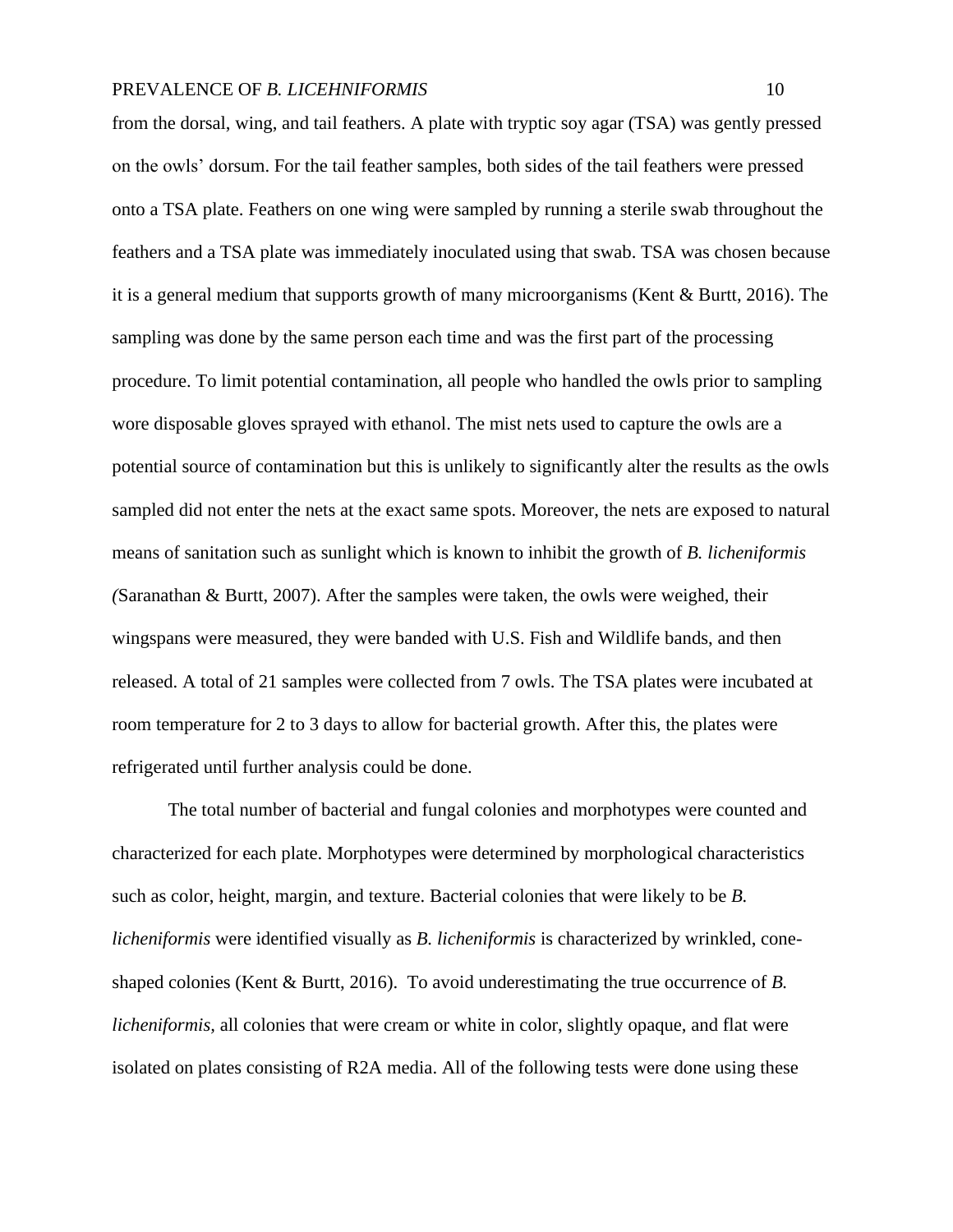from the dorsal, wing, and tail feathers. A plate with tryptic soy agar (TSA) was gently pressed on the owls' dorsum. For the tail feather samples, both sides of the tail feathers were pressed onto a TSA plate. Feathers on one wing were sampled by running a sterile swab throughout the feathers and a TSA plate was immediately inoculated using that swab. TSA was chosen because it is a general medium that supports growth of many microorganisms (Kent & Burtt, 2016). The sampling was done by the same person each time and was the first part of the processing procedure. To limit potential contamination, all people who handled the owls prior to sampling wore disposable gloves sprayed with ethanol. The mist nets used to capture the owls are a potential source of contamination but this is unlikely to significantly alter the results as the owls sampled did not enter the nets at the exact same spots. Moreover, the nets are exposed to natural means of sanitation such as sunlight which is known to inhibit the growth of *B. licheniformis* (Saranathan & Burtt, 2007). After the samples were taken, the owls were weighed, their wingspans were measured, they were banded with U.S. Fish and Wildlife bands, and then released. A total of 21 samples were collected from 7 owls. The TSA plates were incubated at room temperature for 2 to 3 days to allow for bacterial growth. After this, the plates were refrigerated until further analysis could be done.

The total number of bacterial and fungal colonies and morphotypes were counted and characterized for each plate. Morphotypes were determined by morphological characteristics such as color, height, margin, and texture. Bacterial colonies that were likely to be *B. licheniformis* were identified visually as *B. licheniformis* is characterized by wrinkled, cone-shaped colonies (Kent & Burtt, 2016). To avoid underestimating the true occurrence of *B. licheniformis,* all colonies that were cream or white in color, slightly opaque, and flat were isolated on plates consisting of R2A media. All of the following tests were done using these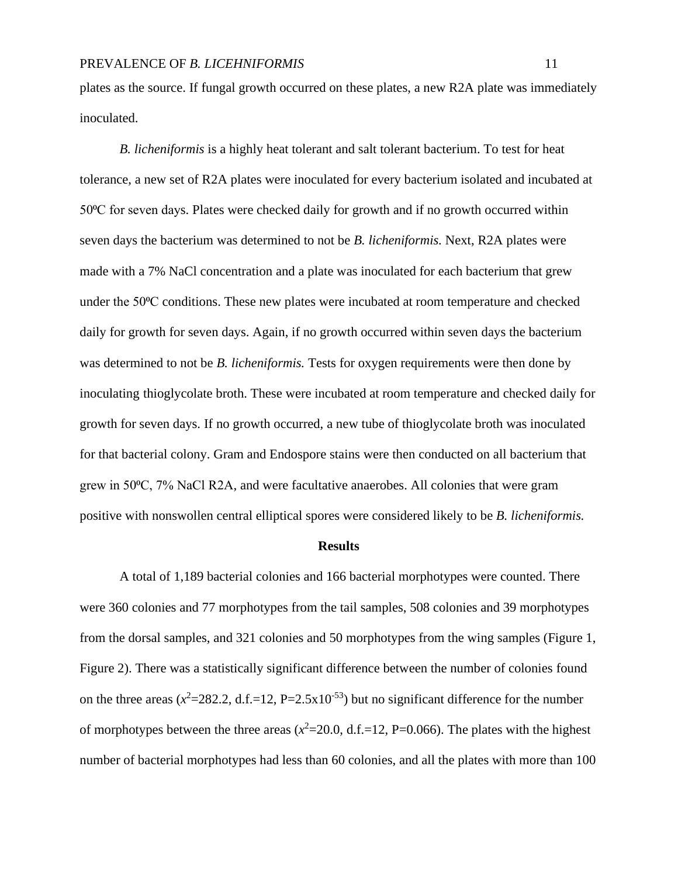plates as the source. If fungal growth occurred on these plates, a new R2A plate was immediately inoculated.

*B. licheniformis* is a highly heat tolerant and salt tolerant bacterium. To test for heat tolerance, a new set of R2A plates were inoculated for every bacterium isolated and incubated at 50ºC for seven days. Plates were checked daily for growth and if no growth occurred within seven days the bacterium was determined to not be *B. licheniformis.* Next, R2A plates were made with a 7% NaCl concentration and a plate was inoculated for each bacterium that grew under the 50ºC conditions. These new plates were incubated at room temperature and checked daily for growth for seven days. Again, if no growth occurred within seven days the bacterium was determined to not be *B. licheniformis.* Tests for oxygen requirements were then done by inoculating thioglycolate broth. These were incubated at room temperature and checked daily for growth for seven days. If no growth occurred, a new tube of thioglycolate broth was inoculated for that bacterial colony. Gram and Endospore stains were then conducted on all bacterium that grew in 50ºC, 7% NaCl R2A, and were facultative anaerobes. All colonies that were gram positive with nonswollen central elliptical spores were considered likely to be *B. licheniformis.*

## Results

A total of 1,189 bacterial colonies and 166 bacterial morphotypes were counted. There were 360 colonies and 77 morphotypes from the tail samples, 508 colonies and 39 morphotypes from the dorsal samples, and 321 colonies and 50 morphotypes from the wing samples (Figure 1, Figure 2). There was a statistically significant difference between the number of colonies found on the three areas ($x^2$=282.2, d.f.=12, P=$2.5\text{x}10^{-53}$) but no significant difference for the number of morphotypes between the three areas ($x^2$=20.0, d.f.=12, P=0.066). The plates with the highest number of bacterial morphotypes had less than 60 colonies, and all the plates with more than 100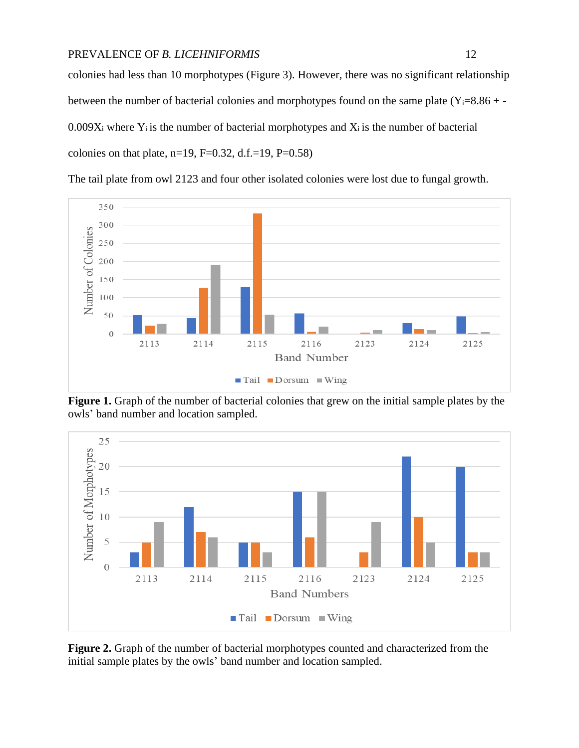colonies had less than 10 morphotypes (Figure 3). However, there was no significant relationship between the number of bacterial colonies and morphotypes found on the same plate ($Y_i$=8.86 + -0.009$X_i$ where $Y_i$ is the number of bacterial morphotypes and $X_i$ is the number of bacterial colonies on that plate, n=19, F=0.32, d.f.=19, P=0.58)

The tail plate from owl 2123 and four other isolated colonies were lost due to fungal growth.

**Figure 1.** Graph of the number of bacterial colonies that grew on the initial sample plates by the owls' band number and location sampled.

**Figure 2.** Graph of the number of bacterial morphotypes counted and characterized from the initial sample plates by the owls' band number and location sampled.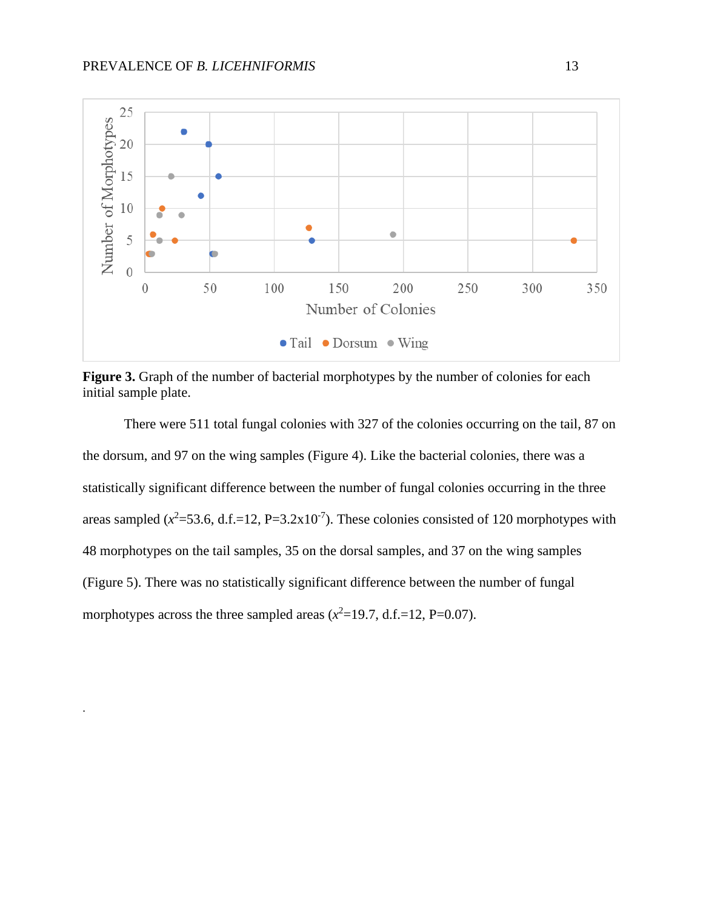**Figure 3.** Graph of the number of bacterial morphotypes by the number of colonies for each initial sample plate.

There were 511 total fungal colonies with 327 of the colonies occurring on the tail, 87 on the dorsum, and 97 on the wing samples (Figure 4). Like the bacterial colonies, there was a statistically significant difference between the number of fungal colonies occurring in the three areas sampled ($x^2$=53.6, d.f.=12, P=3.2x$10^{-7}$). These colonies consisted of 120 morphotypes with 48 morphotypes on the tail samples, 35 on the dorsal samples, and 37 on the wing samples (Figure 5). There was no statistically significant difference between the number of fungal morphotypes across the three sampled areas ($x^2$=19.7, d.f.=12, P=0.07).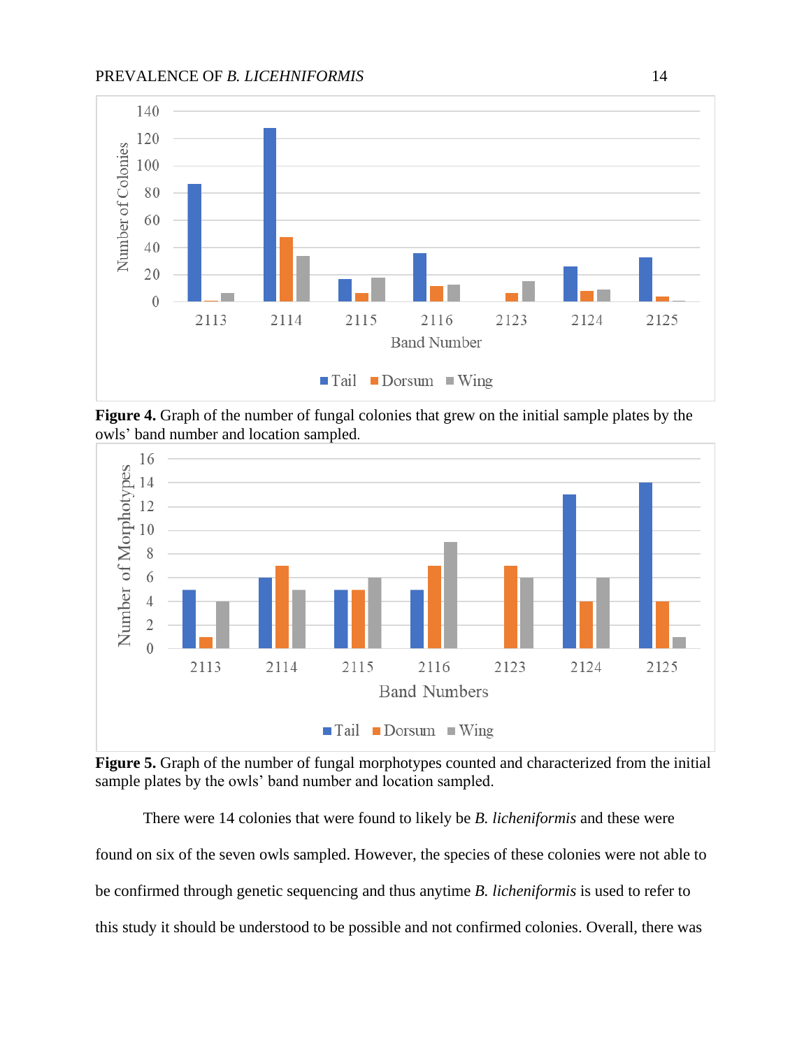**Figure 4.** Graph of the number of fungal colonies that grew on the initial sample plates by the owls' band number and location sampled.

**Figure 5.** Graph of the number of fungal morphotypes counted and characterized from the initial sample plates by the owls' band number and location sampled.

There were 14 colonies that were found to likely be *B. licheniformis* and these were found on six of the seven owls sampled. However, the species of these colonies were not able to be confirmed through genetic sequencing and thus anytime *B. licheniformis* is used to refer to this study it should be understood to be possible and not confirmed colonies. Overall, there was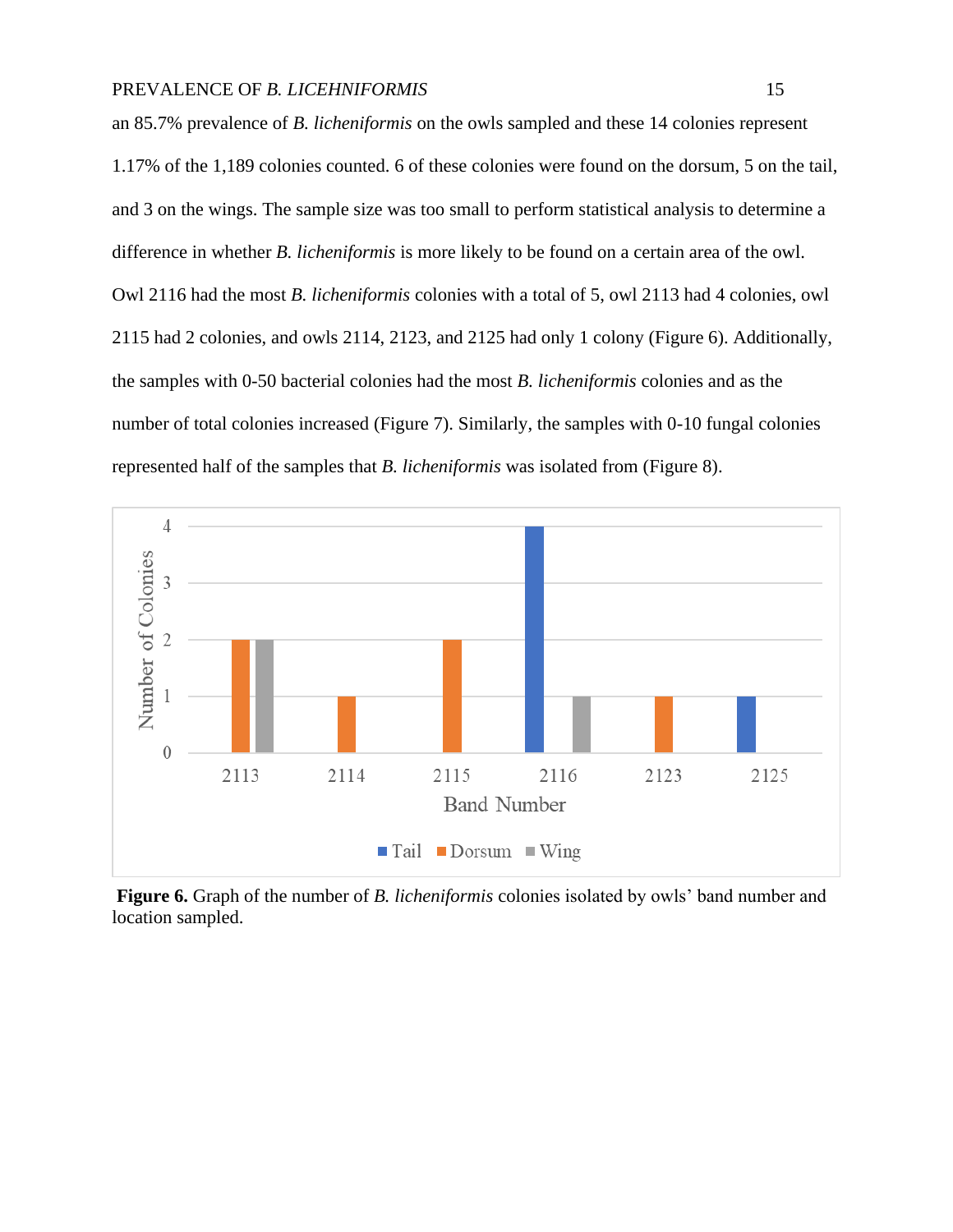an 85.7% prevalence of *B. licheniformis* on the owls sampled and these 14 colonies represent 1.17% of the 1,189 colonies counted. 6 of these colonies were found on the dorsum, 5 on the tail, and 3 on the wings. The sample size was too small to perform statistical analysis to determine a difference in whether *B. licheniformis* is more likely to be found on a certain area of the owl. Owl 2116 had the most *B. licheniformis* colonies with a total of 5, owl 2113 had 4 colonies, owl 2115 had 2 colonies, and owls 2114, 2123, and 2125 had only 1 colony (Figure 6). Additionally, the samples with 0-50 bacterial colonies had the most *B. licheniformis* colonies and as the number of total colonies increased (Figure 7). Similarly, the samples with 0-10 fungal colonies represented half of the samples that *B. licheniformis* was isolated from (Figure 8).

**Figure 6.** Graph of the number of *B. licheniformis* colonies isolated by owls' band number and location sampled.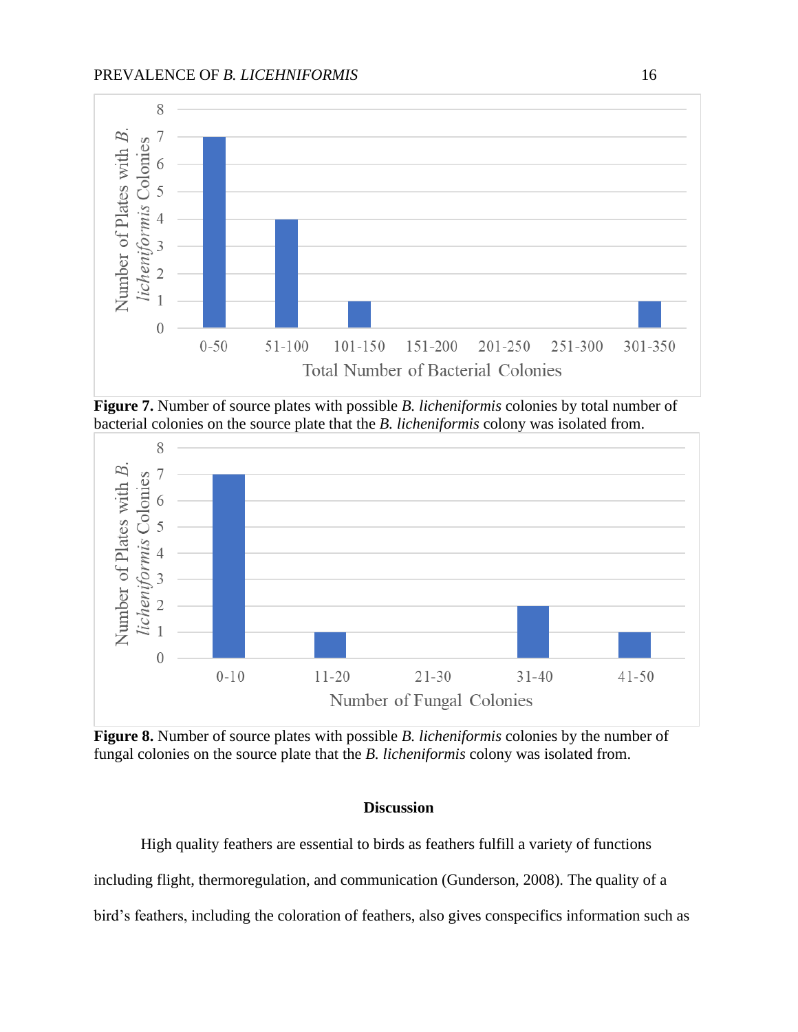**Figure 7.** Number of source plates with possible *B. licheniformis* colonies by total number of bacterial colonies on the source plate that the *B. licheniformis* colony was isolated from.

**Figure 8.** Number of source plates with possible *B. licheniformis* colonies by the number of fungal colonies on the source plate that the *B. licheniformis* colony was isolated from.

## Discussion

High quality feathers are essential to birds as feathers fulfill a variety of functions including flight, thermoregulation, and communication (Gunderson, 2008). The quality of a bird's feathers, including the coloration of feathers, also gives conspecifics information such as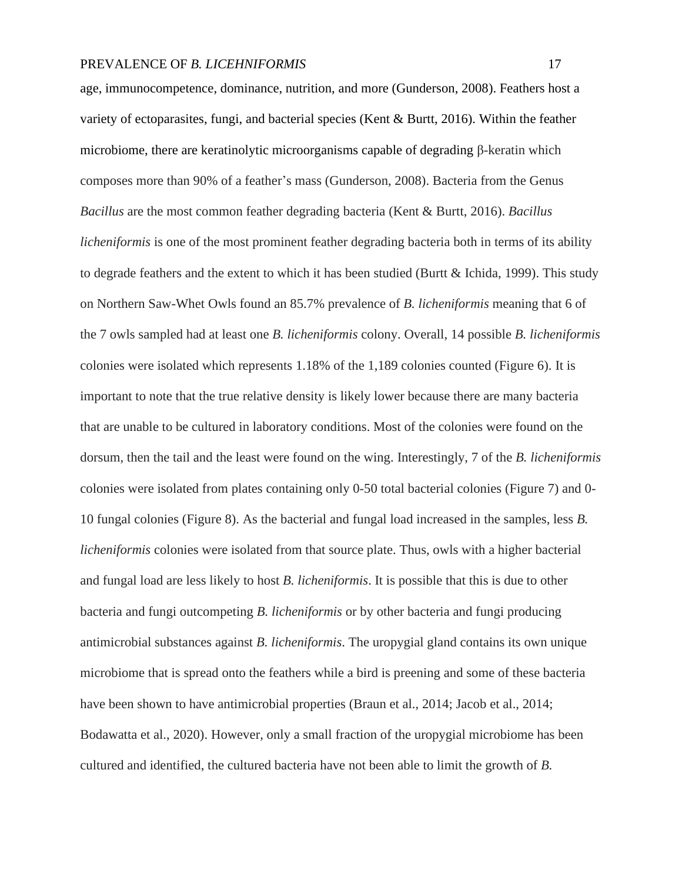age, immunocompetence, dominance, nutrition, and more (Gunderson, 2008). Feathers host a variety of ectoparasites, fungi, and bacterial species (Kent & Burtt, 2016). Within the feather microbiome, there are keratinolytic microorganisms capable of degrading β-keratin which composes more than 90% of a feather's mass (Gunderson, 2008). Bacteria from the Genus *Bacillus* are the most common feather degrading bacteria (Kent & Burtt, 2016). *Bacillus licheniformis* is one of the most prominent feather degrading bacteria both in terms of its ability to degrade feathers and the extent to which it has been studied (Burtt & Ichida, 1999). This study on Northern Saw-Whet Owls found an 85.7% prevalence of *B. licheniformis* meaning that 6 of the 7 owls sampled had at least one *B. licheniformis* colony. Overall, 14 possible *B. licheniformis* colonies were isolated which represents 1.18% of the 1,189 colonies counted (Figure 6). It is important to note that the true relative density is likely lower because there are many bacteria that are unable to be cultured in laboratory conditions. Most of the colonies were found on the dorsum, then the tail and the least were found on the wing. Interestingly, 7 of the *B. licheniformis* colonies were isolated from plates containing only 0-50 total bacterial colonies (Figure 7) and 0-10 fungal colonies (Figure 8). As the bacterial and fungal load increased in the samples, less *B. licheniformis* colonies were isolated from that source plate. Thus, owls with a higher bacterial and fungal load are less likely to host *B. licheniformis*. It is possible that this is due to other bacteria and fungi outcompeting *B. licheniformis* or by other bacteria and fungi producing antimicrobial substances against *B. licheniformis*. The uropygial gland contains its own unique microbiome that is spread onto the feathers while a bird is preening and some of these bacteria have been shown to have antimicrobial properties (Braun et al., 2014; Jacob et al., 2014; Bodawatta et al., 2020). However, only a small fraction of the uropygial microbiome has been cultured and identified, the cultured bacteria have not been able to limit the growth of *B.*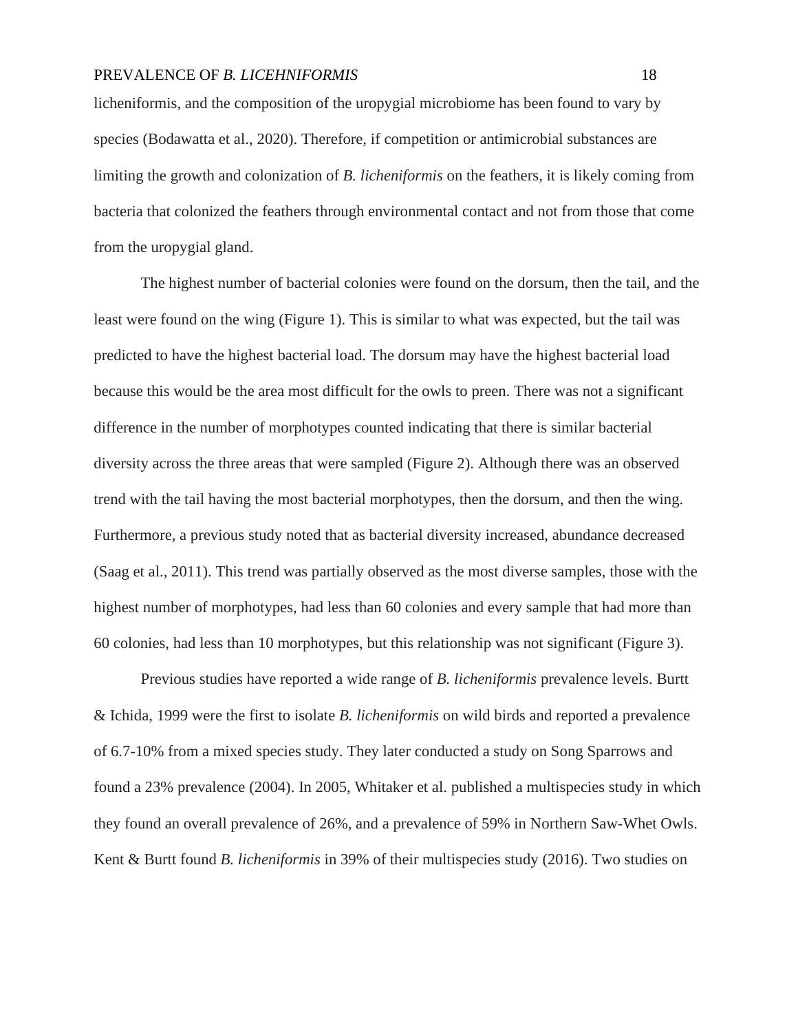licheniformis, and the composition of the uropygial microbiome has been found to vary by species (Bodawatta et al., 2020). Therefore, if competition or antimicrobial substances are limiting the growth and colonization of *B. licheniformis* on the feathers, it is likely coming from bacteria that colonized the feathers through environmental contact and not from those that come from the uropygial gland.

The highest number of bacterial colonies were found on the dorsum, then the tail, and the least were found on the wing (Figure 1). This is similar to what was expected, but the tail was predicted to have the highest bacterial load. The dorsum may have the highest bacterial load because this would be the area most difficult for the owls to preen. There was not a significant difference in the number of morphotypes counted indicating that there is similar bacterial diversity across the three areas that were sampled (Figure 2). Although there was an observed trend with the tail having the most bacterial morphotypes, then the dorsum, and then the wing. Furthermore, a previous study noted that as bacterial diversity increased, abundance decreased (Saag et al., 2011). This trend was partially observed as the most diverse samples, those with the highest number of morphotypes, had less than 60 colonies and every sample that had more than 60 colonies, had less than 10 morphotypes, but this relationship was not significant (Figure 3).

Previous studies have reported a wide range of *B. licheniformis* prevalence levels. Burtt & Ichida, 1999 were the first to isolate *B. licheniformis* on wild birds and reported a prevalence of 6.7-10% from a mixed species study. They later conducted a study on Song Sparrows and found a 23% prevalence (2004). In 2005, Whitaker et al. published a multispecies study in which they found an overall prevalence of 26%, and a prevalence of 59% in Northern Saw-Whet Owls. Kent & Burtt found *B. licheniformis* in 39% of their multispecies study (2016). Two studies on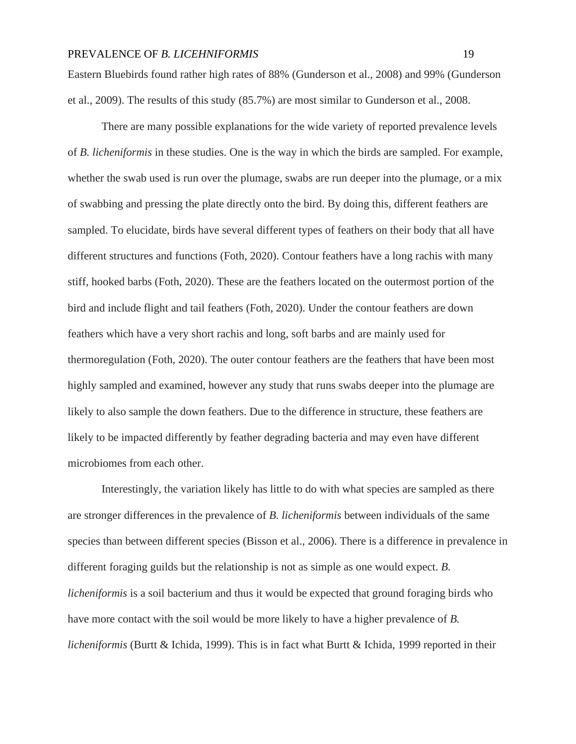Eastern Bluebirds found rather high rates of 88% (Gunderson et al., 2008) and 99% (Gunderson et al., 2009). The results of this study (85.7%) are most similar to Gunderson et al., 2008.

There are many possible explanations for the wide variety of reported prevalence levels of *B. licheniformis* in these studies. One is the way in which the birds are sampled. For example, whether the swab used is run over the plumage, swabs are run deeper into the plumage, or a mix of swabbing and pressing the plate directly onto the bird. By doing this, different feathers are sampled. To elucidate, birds have several different types of feathers on their body that all have different structures and functions (Foth, 2020). Contour feathers have a long rachis with many stiff, hooked barbs (Foth, 2020). These are the feathers located on the outermost portion of the bird and include flight and tail feathers (Foth, 2020). Under the contour feathers are down feathers which have a very short rachis and long, soft barbs and are mainly used for thermoregulation (Foth, 2020). The outer contour feathers are the feathers that have been most highly sampled and examined, however any study that runs swabs deeper into the plumage are likely to also sample the down feathers. Due to the difference in structure, these feathers are likely to be impacted differently by feather degrading bacteria and may even have different microbiomes from each other.

Interestingly, the variation likely has little to do with what species are sampled as there are stronger differences in the prevalence of *B. licheniformis* between individuals of the same species than between different species (Bisson et al., 2006). There is a difference in prevalence in different foraging guilds but the relationship is not as simple as one would expect. *B. licheniformis* is a soil bacterium and thus it would be expected that ground foraging birds who have more contact with the soil would be more likely to have a higher prevalence of *B. licheniformis* (Burtt & Ichida, 1999). This is in fact what Burtt & Ichida, 1999 reported in their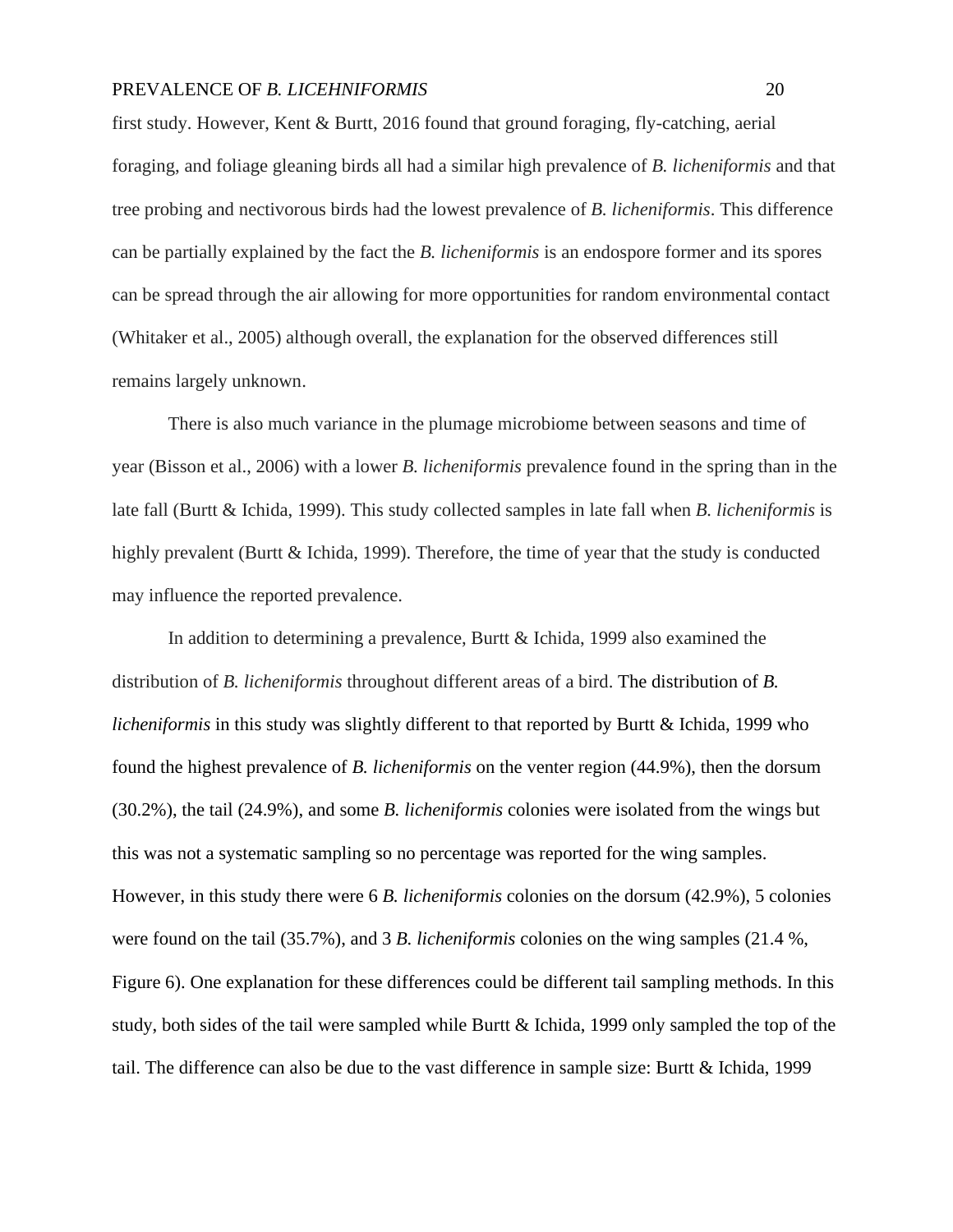first study. However, Kent & Burtt, 2016 found that ground foraging, fly-catching, aerial foraging, and foliage gleaning birds all had a similar high prevalence of *B. licheniformis* and that tree probing and nectivorous birds had the lowest prevalence of *B. licheniformis*. This difference can be partially explained by the fact the *B. licheniformis* is an endospore former and its spores can be spread through the air allowing for more opportunities for random environmental contact (Whitaker et al., 2005) although overall, the explanation for the observed differences still remains largely unknown.

There is also much variance in the plumage microbiome between seasons and time of year (Bisson et al., 2006) with a lower *B. licheniformis* prevalence found in the spring than in the late fall (Burtt & Ichida, 1999). This study collected samples in late fall when *B. licheniformis* is highly prevalent (Burtt & Ichida, 1999). Therefore, the time of year that the study is conducted may influence the reported prevalence.

In addition to determining a prevalence, Burtt & Ichida, 1999 also examined the distribution of *B. licheniformis* throughout different areas of a bird. The distribution of *B. licheniformis* in this study was slightly different to that reported by Burtt & Ichida, 1999 who found the highest prevalence of *B. licheniformis* on the venter region (44.9%), then the dorsum (30.2%), the tail (24.9%), and some *B. licheniformis* colonies were isolated from the wings but this was not a systematic sampling so no percentage was reported for the wing samples. However, in this study there were 6 *B. licheniformis* colonies on the dorsum (42.9%), 5 colonies were found on the tail (35.7%), and 3 *B. licheniformis* colonies on the wing samples (21.4 %, Figure 6). One explanation for these differences could be different tail sampling methods. In this study, both sides of the tail were sampled while Burtt & Ichida, 1999 only sampled the top of the tail. The difference can also be due to the vast difference in sample size: Burtt & Ichida, 1999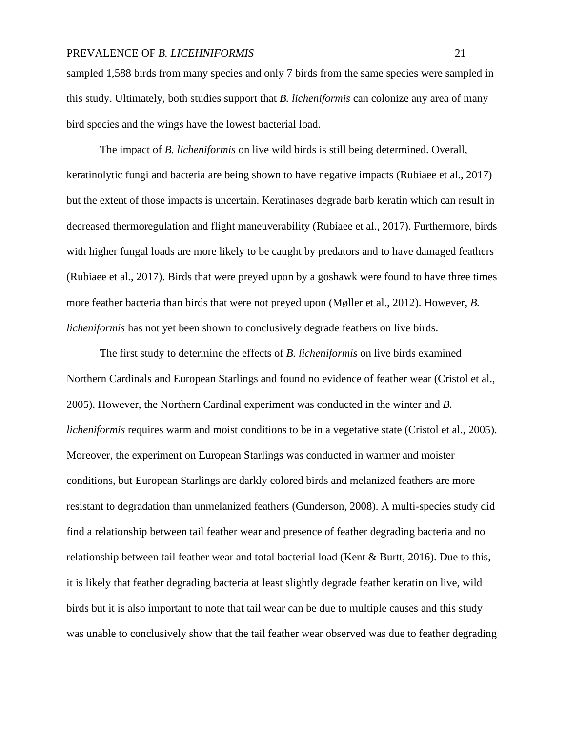sampled 1,588 birds from many species and only 7 birds from the same species were sampled in this study. Ultimately, both studies support that *B. licheniformis* can colonize any area of many bird species and the wings have the lowest bacterial load.

The impact of *B. licheniformis* on live wild birds is still being determined. Overall, keratinolytic fungi and bacteria are being shown to have negative impacts (Rubiaee et al., 2017) but the extent of those impacts is uncertain. Keratinases degrade barb keratin which can result in decreased thermoregulation and flight maneuverability (Rubiaee et al., 2017). Furthermore, birds with higher fungal loads are more likely to be caught by predators and to have damaged feathers (Rubiaee et al., 2017). Birds that were preyed upon by a goshawk were found to have three times more feather bacteria than birds that were not preyed upon (Møller et al., 2012). However, *B. licheniformis* has not yet been shown to conclusively degrade feathers on live birds.

The first study to determine the effects of *B. licheniformis* on live birds examined Northern Cardinals and European Starlings and found no evidence of feather wear (Cristol et al., 2005). However, the Northern Cardinal experiment was conducted in the winter and *B. licheniformis* requires warm and moist conditions to be in a vegetative state (Cristol et al., 2005). Moreover, the experiment on European Starlings was conducted in warmer and moister conditions, but European Starlings are darkly colored birds and melanized feathers are more resistant to degradation than unmelanized feathers (Gunderson, 2008). A multi-species study did find a relationship between tail feather wear and presence of feather degrading bacteria and no relationship between tail feather wear and total bacterial load (Kent & Burtt, 2016). Due to this, it is likely that feather degrading bacteria at least slightly degrade feather keratin on live, wild birds but it is also important to note that tail wear can be due to multiple causes and this study was unable to conclusively show that the tail feather wear observed was due to feather degrading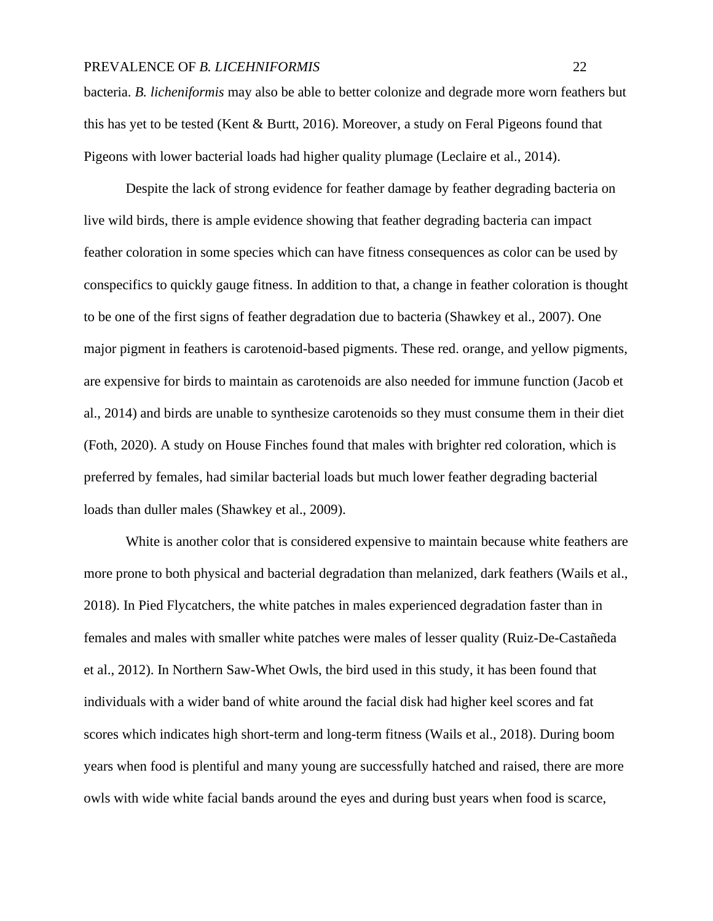bacteria. *B. licheniformis* may also be able to better colonize and degrade more worn feathers but this has yet to be tested (Kent & Burtt, 2016). Moreover, a study on Feral Pigeons found that Pigeons with lower bacterial loads had higher quality plumage (Leclaire et al., 2014).

Despite the lack of strong evidence for feather damage by feather degrading bacteria on live wild birds, there is ample evidence showing that feather degrading bacteria can impact feather coloration in some species which can have fitness consequences as color can be used by conspecifics to quickly gauge fitness. In addition to that, a change in feather coloration is thought to be one of the first signs of feather degradation due to bacteria (Shawkey et al., 2007). One major pigment in feathers is carotenoid-based pigments. These red. orange, and yellow pigments, are expensive for birds to maintain as carotenoids are also needed for immune function (Jacob et al., 2014) and birds are unable to synthesize carotenoids so they must consume them in their diet (Foth, 2020). A study on House Finches found that males with brighter red coloration, which is preferred by females, had similar bacterial loads but much lower feather degrading bacterial loads than duller males (Shawkey et al., 2009).

White is another color that is considered expensive to maintain because white feathers are more prone to both physical and bacterial degradation than melanized, dark feathers (Wails et al., 2018). In Pied Flycatchers, the white patches in males experienced degradation faster than in females and males with smaller white patches were males of lesser quality (Ruiz-De-Castañeda et al., 2012). In Northern Saw-Whet Owls, the bird used in this study, it has been found that individuals with a wider band of white around the facial disk had higher keel scores and fat scores which indicates high short-term and long-term fitness (Wails et al., 2018). During boom years when food is plentiful and many young are successfully hatched and raised, there are more owls with wide white facial bands around the eyes and during bust years when food is scarce,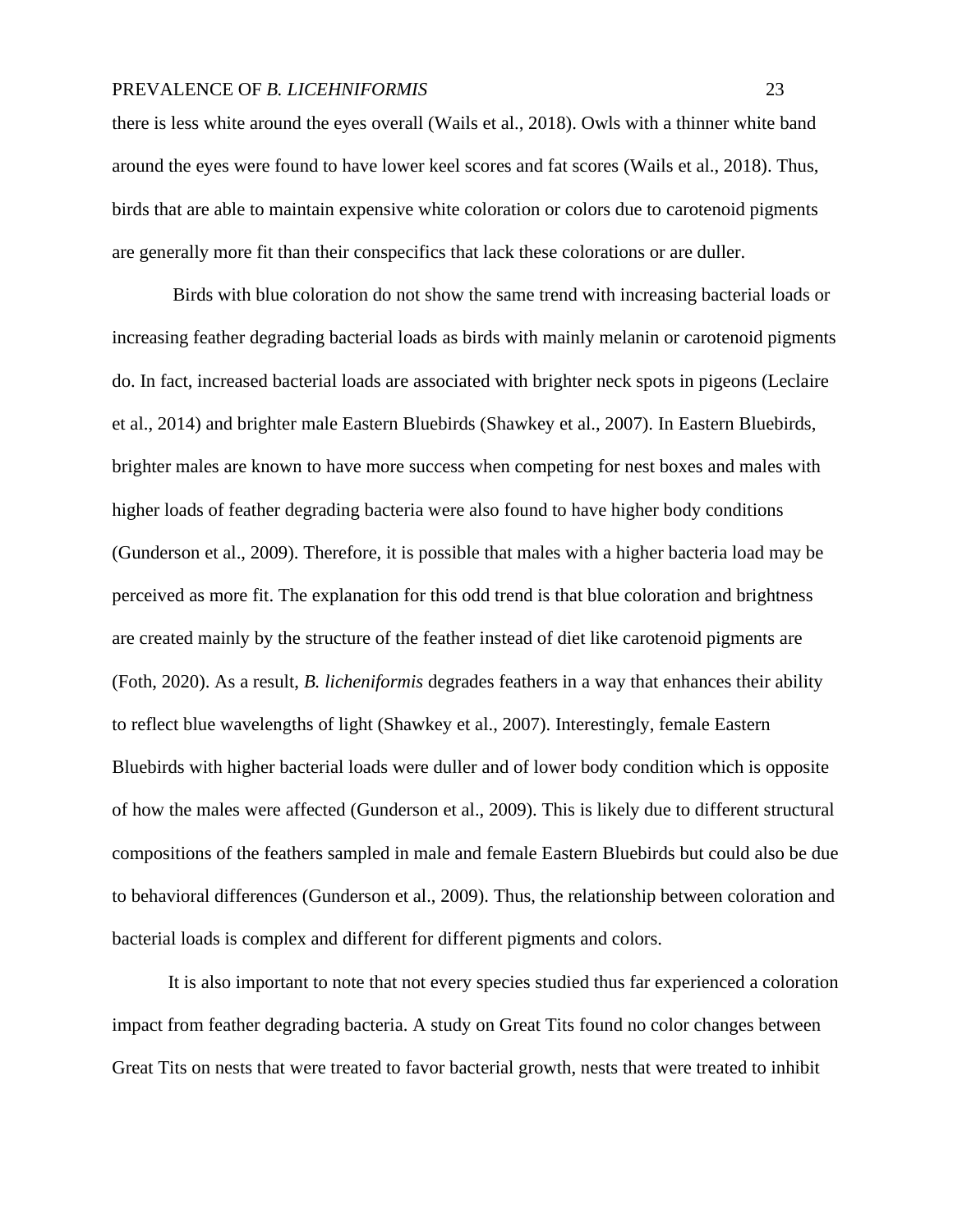there is less white around the eyes overall (Wails et al., 2018). Owls with a thinner white band around the eyes were found to have lower keel scores and fat scores (Wails et al., 2018). Thus, birds that are able to maintain expensive white coloration or colors due to carotenoid pigments are generally more fit than their conspecifics that lack these colorations or are duller.

Birds with blue coloration do not show the same trend with increasing bacterial loads or increasing feather degrading bacterial loads as birds with mainly melanin or carotenoid pigments do. In fact, increased bacterial loads are associated with brighter neck spots in pigeons (Leclaire et al., 2014) and brighter male Eastern Bluebirds (Shawkey et al., 2007). In Eastern Bluebirds, brighter males are known to have more success when competing for nest boxes and males with higher loads of feather degrading bacteria were also found to have higher body conditions (Gunderson et al., 2009). Therefore, it is possible that males with a higher bacteria load may be perceived as more fit. The explanation for this odd trend is that blue coloration and brightness are created mainly by the structure of the feather instead of diet like carotenoid pigments are (Foth, 2020). As a result, *B. licheniformis* degrades feathers in a way that enhances their ability to reflect blue wavelengths of light (Shawkey et al., 2007). Interestingly, female Eastern Bluebirds with higher bacterial loads were duller and of lower body condition which is opposite of how the males were affected (Gunderson et al., 2009). This is likely due to different structural compositions of the feathers sampled in male and female Eastern Bluebirds but could also be due to behavioral differences (Gunderson et al., 2009). Thus, the relationship between coloration and bacterial loads is complex and different for different pigments and colors.

It is also important to note that not every species studied thus far experienced a coloration impact from feather degrading bacteria. A study on Great Tits found no color changes between Great Tits on nests that were treated to favor bacterial growth, nests that were treated to inhibit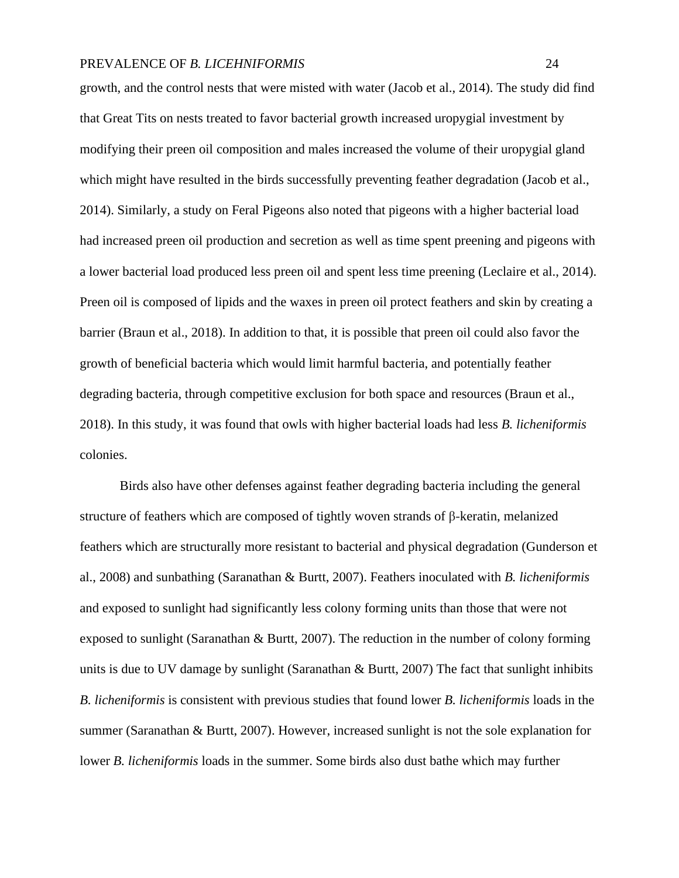growth, and the control nests that were misted with water (Jacob et al., 2014). The study did find that Great Tits on nests treated to favor bacterial growth increased uropygial investment by modifying their preen oil composition and males increased the volume of their uropygial gland which might have resulted in the birds successfully preventing feather degradation (Jacob et al., 2014). Similarly, a study on Feral Pigeons also noted that pigeons with a higher bacterial load had increased preen oil production and secretion as well as time spent preening and pigeons with a lower bacterial load produced less preen oil and spent less time preening (Leclaire et al., 2014). Preen oil is composed of lipids and the waxes in preen oil protect feathers and skin by creating a barrier (Braun et al., 2018). In addition to that, it is possible that preen oil could also favor the growth of beneficial bacteria which would limit harmful bacteria, and potentially feather degrading bacteria, through competitive exclusion for both space and resources (Braun et al., 2018). In this study, it was found that owls with higher bacterial loads had less *B. licheniformis* colonies.

Birds also have other defenses against feather degrading bacteria including the general structure of feathers which are composed of tightly woven strands of β-keratin, melanized feathers which are structurally more resistant to bacterial and physical degradation (Gunderson et al., 2008) and sunbathing (Saranathan & Burtt, 2007). Feathers inoculated with *B. licheniformis* and exposed to sunlight had significantly less colony forming units than those that were not exposed to sunlight (Saranathan & Burtt, 2007). The reduction in the number of colony forming units is due to UV damage by sunlight (Saranathan & Burtt, 2007) The fact that sunlight inhibits *B. licheniformis* is consistent with previous studies that found lower *B. licheniformis* loads in the summer (Saranathan & Burtt, 2007). However, increased sunlight is not the sole explanation for lower *B. licheniformis* loads in the summer. Some birds also dust bathe which may further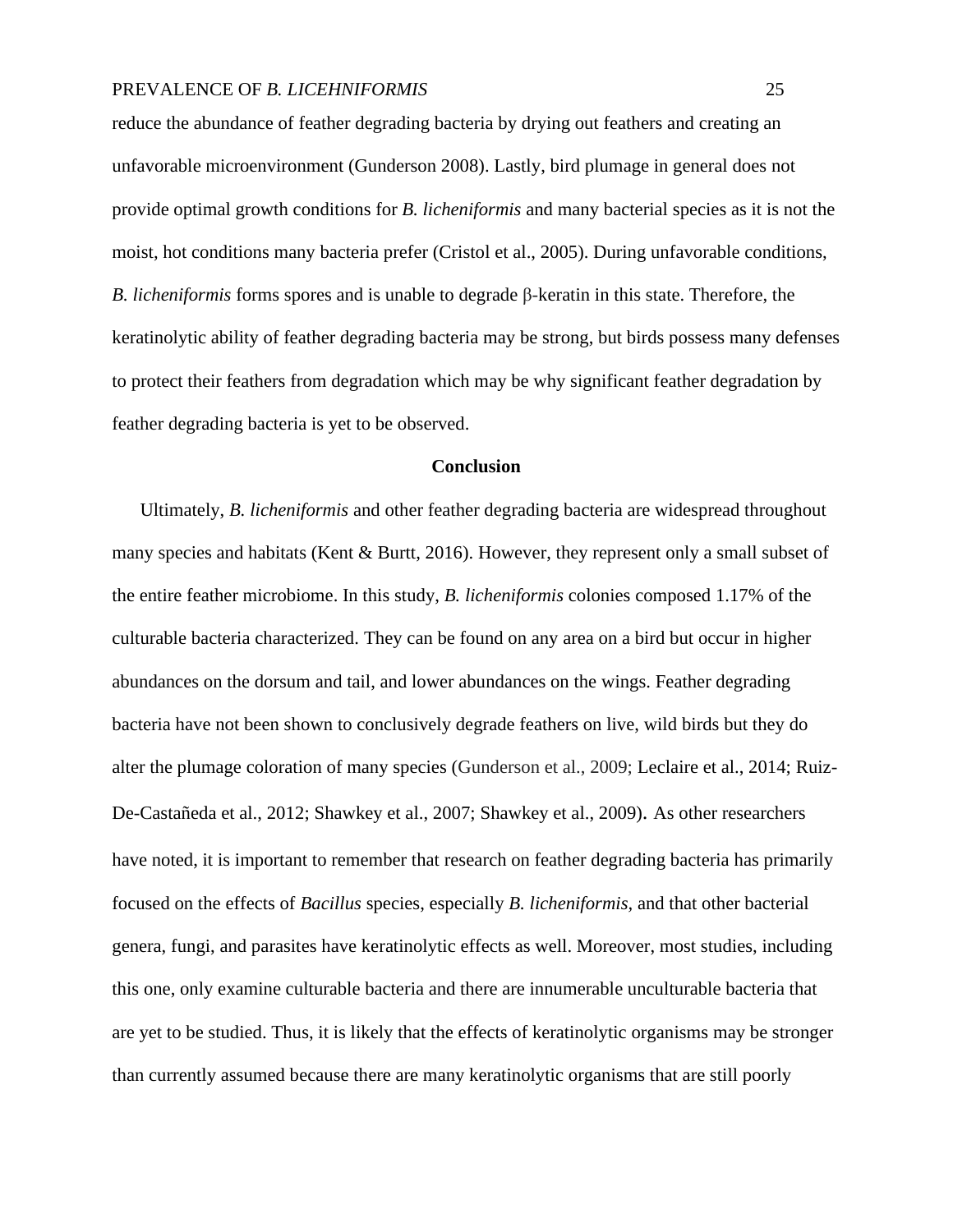reduce the abundance of feather degrading bacteria by drying out feathers and creating an unfavorable microenvironment (Gunderson 2008). Lastly, bird plumage in general does not provide optimal growth conditions for *B. licheniformis* and many bacterial species as it is not the moist, hot conditions many bacteria prefer (Cristol et al., 2005). During unfavorable conditions, *B. licheniformis* forms spores and is unable to degrade β-keratin in this state. Therefore, the keratinolytic ability of feather degrading bacteria may be strong, but birds possess many defenses to protect their feathers from degradation which may be why significant feather degradation by feather degrading bacteria is yet to be observed.

## Conclusion

Ultimately, *B. licheniformis* and other feather degrading bacteria are widespread throughout many species and habitats (Kent & Burtt, 2016). However, they represent only a small subset of the entire feather microbiome. In this study, *B. licheniformis* colonies composed 1.17% of the culturable bacteria characterized. They can be found on any area on a bird but occur in higher abundances on the dorsum and tail, and lower abundances on the wings. Feather degrading bacteria have not been shown to conclusively degrade feathers on live, wild birds but they do alter the plumage coloration of many species (Gunderson et al., 2009; Leclaire et al., 2014; Ruiz-De-Castañeda et al., 2012; Shawkey et al., 2007; Shawkey et al., 2009). As other researchers have noted, it is important to remember that research on feather degrading bacteria has primarily focused on the effects of *Bacillus* species, especially *B. licheniformis*, and that other bacterial genera, fungi, and parasites have keratinolytic effects as well. Moreover, most studies, including this one, only examine culturable bacteria and there are innumerable unculturable bacteria that are yet to be studied. Thus, it is likely that the effects of keratinolytic organisms may be stronger than currently assumed because there are many keratinolytic organisms that are still poorly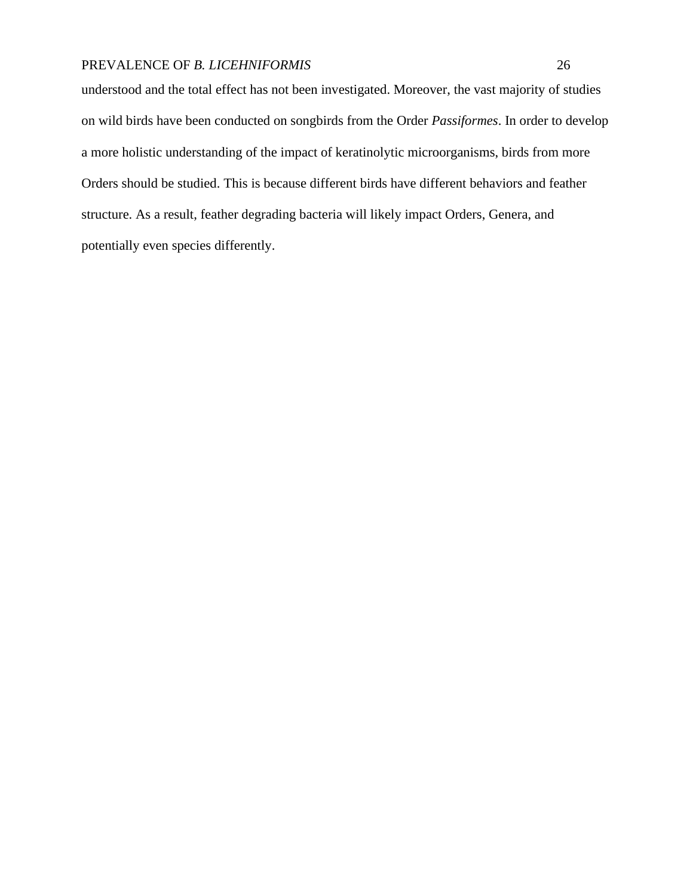understood and the total effect has not been investigated. Moreover, the vast majority of studies on wild birds have been conducted on songbirds from the Order *Passiformes*. In order to develop a more holistic understanding of the impact of keratinolytic microorganisms, birds from more Orders should be studied. This is because different birds have different behaviors and feather structure. As a result, feather degrading bacteria will likely impact Orders, Genera, and potentially even species differently.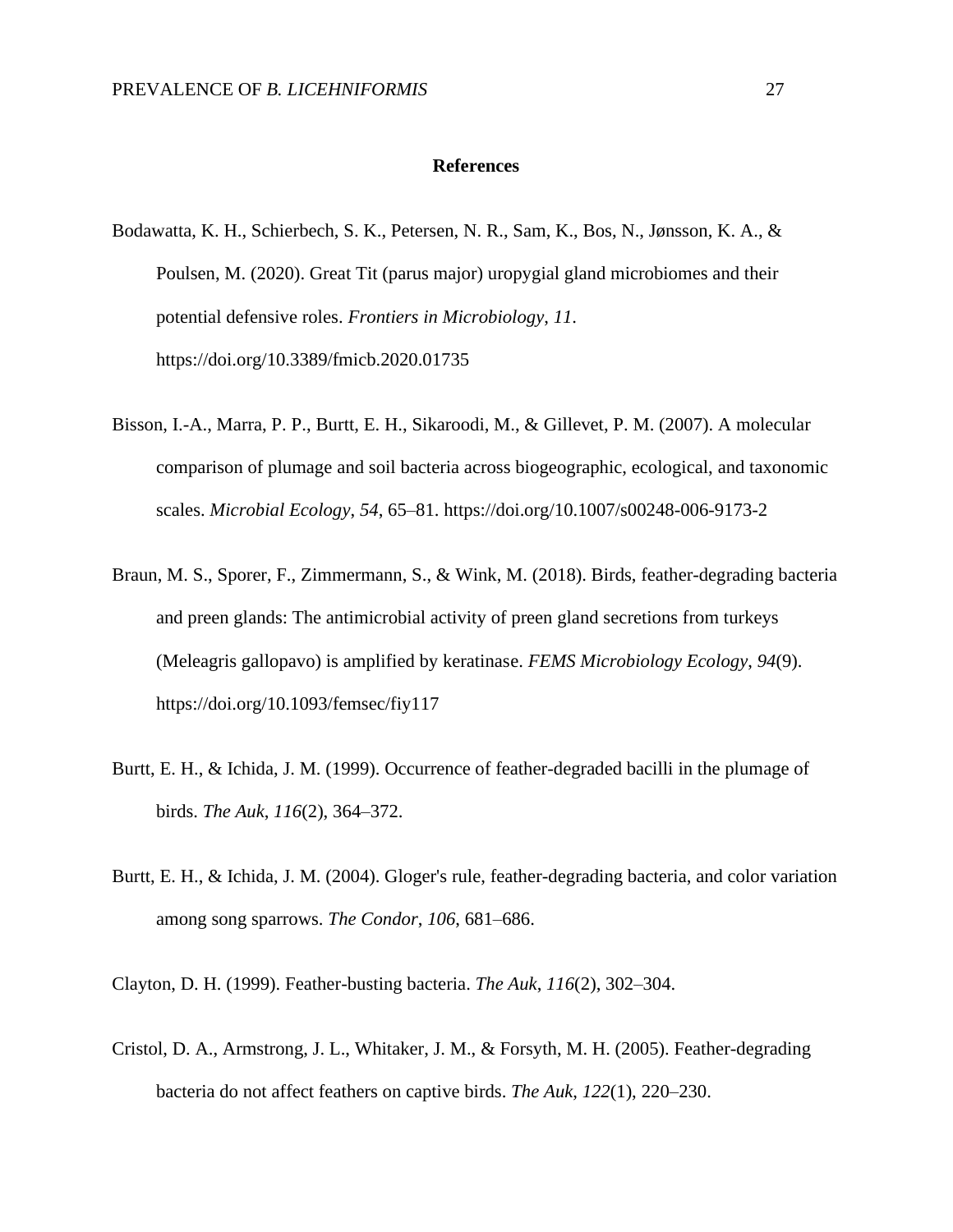# References

Bodawatta, K. H., Schierbech, S. K., Petersen, N. R., Sam, K., Bos, N., Jønsson, K. A., & Poulsen, M. (2020). Great Tit (parus major) uropygial gland microbiomes and their potential defensive roles. *Frontiers in Microbiology, 11*. https://doi.org/10.3389/fmicb.2020.01735

Bisson, I.-A., Marra, P. P., Burtt, E. H., Sikaroodi, M., & Gillevet, P. M. (2007). A molecular comparison of plumage and soil bacteria across biogeographic, ecological, and taxonomic scales. *Microbial Ecology*, *54*, 65–81. https://doi.org/10.1007/s00248-006-9173-2

Braun, M. S., Sporer, F., Zimmermann, S., & Wink, M. (2018). Birds, feather-degrading bacteria and preen glands: The antimicrobial activity of preen gland secretions from turkeys (Meleagris gallopavo) is amplified by keratinase. *FEMS Microbiology Ecology*, *94*(9). https://doi.org/10.1093/femsec/fiy117

Burtt, E. H., & Ichida, J. M. (1999). Occurrence of feather-degraded bacilli in the plumage of birds. *The Auk*, *116*(2), 364–372.

Burtt, E. H., & Ichida, J. M. (2004). Gloger's rule, feather-degrading bacteria, and color variation among song sparrows. *The Condor*, *106*, 681–686.

Clayton, D. H. (1999). Feather-busting bacteria. *The Auk*, *116*(2), 302–304.

Cristol, D. A., Armstrong, J. L., Whitaker, J. M., & Forsyth, M. H. (2005). Feather-degrading bacteria do not affect feathers on captive birds. *The Auk, 122*(1), 220–230.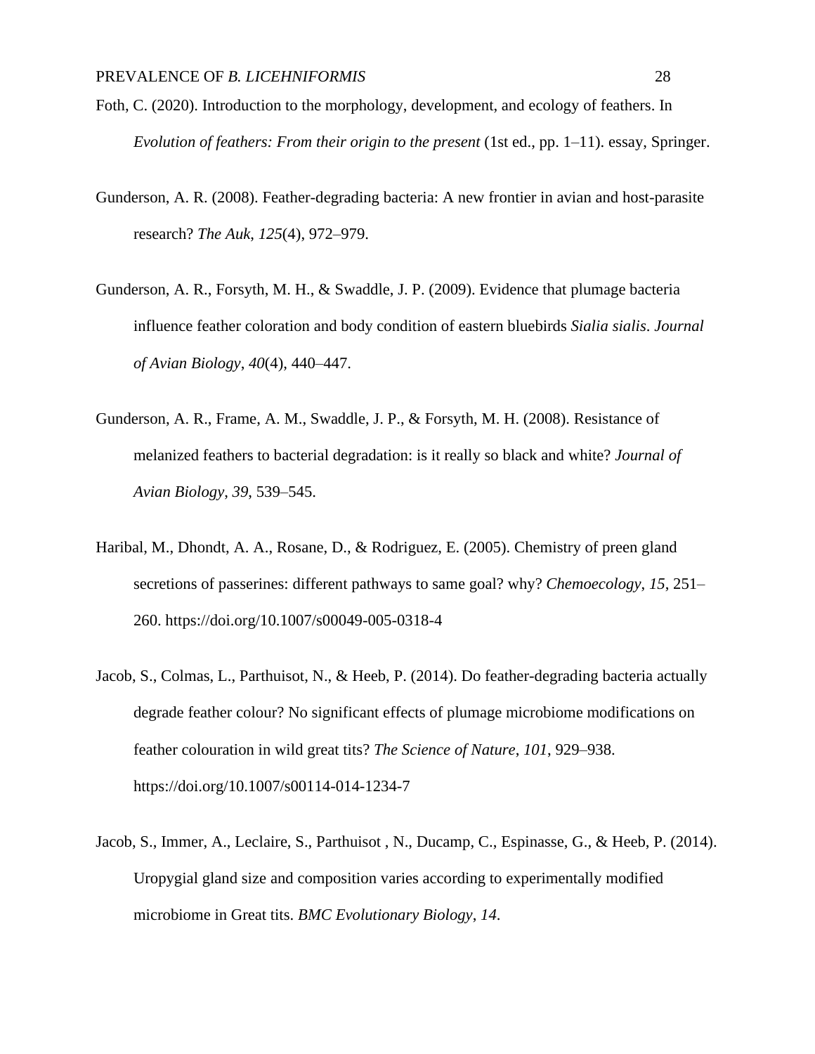Foth, C. (2020). Introduction to the morphology, development, and ecology of feathers. In *Evolution of feathers: From their origin to the present* (1st ed., pp. 1–11). essay, Springer.

Gunderson, A. R. (2008). Feather-degrading bacteria: A new frontier in avian and host-parasite research? *The Auk*, *125*(4), 972–979.

Gunderson, A. R., Forsyth, M. H., & Swaddle, J. P. (2009). Evidence that plumage bacteria influence feather coloration and body condition of eastern bluebirds *Sialia sialis*. *Journal of Avian Biology*, *40*(4), 440–447.

Gunderson, A. R., Frame, A. M., Swaddle, J. P., & Forsyth, M. H. (2008). Resistance of melanized feathers to bacterial degradation: is it really so black and white? *Journal of Avian Biology*, *39*, 539–545.

Haribal, M., Dhondt, A. A., Rosane, D., & Rodriguez, E. (2005). Chemistry of preen gland secretions of passerines: different pathways to same goal? why? *Chemoecology*, *15*, 251–260. https://doi.org/10.1007/s00049-005-0318-4

Jacob, S., Colmas, L., Parthuisot, N., & Heeb, P. (2014). Do feather-degrading bacteria actually degrade feather colour? No significant effects of plumage microbiome modifications on feather colouration in wild great tits? *The Science of Nature*, *101*, 929–938. https://doi.org/10.1007/s00114-014-1234-7

Jacob, S., Immer, A., Leclaire, S., Parthuisot , N., Ducamp, C., Espinasse, G., & Heeb, P. (2014). Uropygial gland size and composition varies according to experimentally modified microbiome in Great tits. *BMC Evolutionary Biology*, *14*.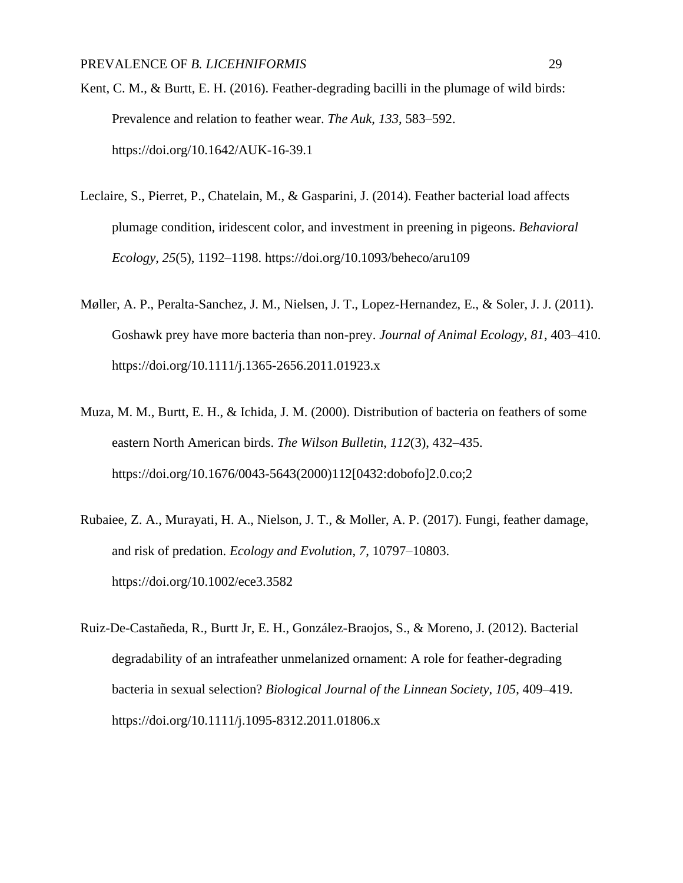Kent, C. M., & Burtt, E. H. (2016). Feather-degrading bacilli in the plumage of wild birds: Prevalence and relation to feather wear. *The Auk*, *133*, 583–592. https://doi.org/10.1642/AUK-16-39.1

Leclaire, S., Pierret, P., Chatelain, M., & Gasparini, J. (2014). Feather bacterial load affects plumage condition, iridescent color, and investment in preening in pigeons. *Behavioral Ecology*, *25*(5), 1192–1198. https://doi.org/10.1093/beheco/aru109

Møller, A. P., Peralta-Sanchez, J. M., Nielsen, J. T., Lopez-Hernandez, E., & Soler, J. J. (2011). Goshawk prey have more bacteria than non-prey. *Journal of Animal Ecology*, *81*, 403–410. https://doi.org/10.1111/j.1365-2656.2011.01923.x

Muza, M. M., Burtt, E. H., & Ichida, J. M. (2000). Distribution of bacteria on feathers of some eastern North American birds. *The Wilson Bulletin*, *112*(3), 432–435. https://doi.org/10.1676/0043-5643(2000)112[0432:dobofo]2.0.co;2

Rubaiee, Z. A., Murayati, H. A., Nielson, J. T., & Moller, A. P. (2017). Fungi, feather damage, and risk of predation. *Ecology and Evolution*, *7*, 10797–10803. https://doi.org/10.1002/ece3.3582

Ruiz-De-Castañeda, R., Burtt Jr, E. H., González-Braojos, S., & Moreno, J. (2012). Bacterial degradability of an intrafeather unmelanized ornament: A role for feather-degrading bacteria in sexual selection? *Biological Journal of the Linnean Society*, *105*, 409–419. https://doi.org/10.1111/j.1095-8312.2011.01806.x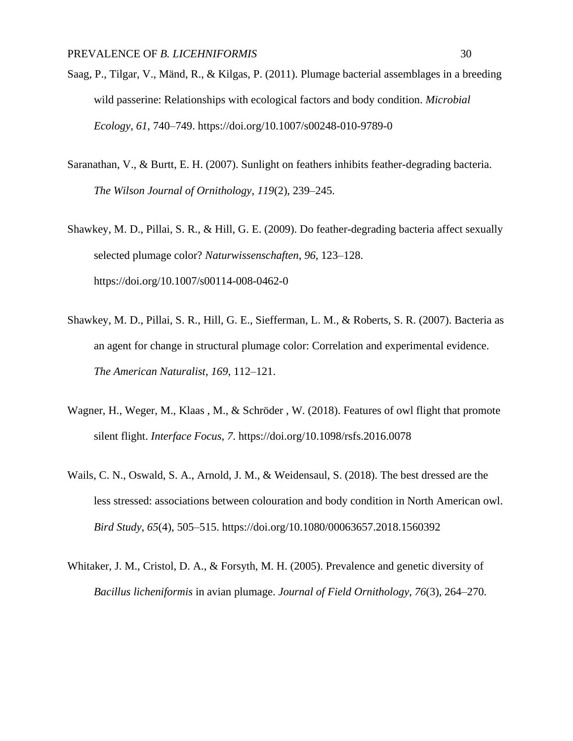Saag, P., Tilgar, V., Mänd, R., & Kilgas, P. (2011). Plumage bacterial assemblages in a breeding wild passerine: Relationships with ecological factors and body condition. *Microbial Ecology*, *61*, 740–749. https://doi.org/10.1007/s00248-010-9789-0

Saranathan, V., & Burtt, E. H. (2007). Sunlight on feathers inhibits feather-degrading bacteria. *The Wilson Journal of Ornithology*, *119*(2), 239–245.

Shawkey, M. D., Pillai, S. R., & Hill, G. E. (2009). Do feather-degrading bacteria affect sexually selected plumage color? *Naturwissenschaften*, *96*, 123–128. https://doi.org/10.1007/s00114-008-0462-0

Shawkey, M. D., Pillai, S. R., Hill, G. E., Siefferman, L. M., & Roberts, S. R. (2007). Bacteria as an agent for change in structural plumage color: Correlation and experimental evidence. *The American Naturalist*, *169*, 112–121.

Wagner, H., Weger, M., Klaas , M., & Schröder , W. (2018). Features of owl flight that promote silent flight. *Interface Focus*, *7*. https://doi.org/10.1098/rsfs.2016.0078

Wails, C. N., Oswald, S. A., Arnold, J. M., & Weidensaul, S. (2018). The best dressed are the less stressed: associations between colouration and body condition in North American owl. *Bird Study*, *65*(4), 505–515. https://doi.org/10.1080/00063657.2018.1560392

Whitaker, J. M., Cristol, D. A., & Forsyth, M. H. (2005). Prevalence and genetic diversity of *Bacillus licheniformis* in avian plumage. *Journal of Field Ornithology*, *76*(3), 264–270.